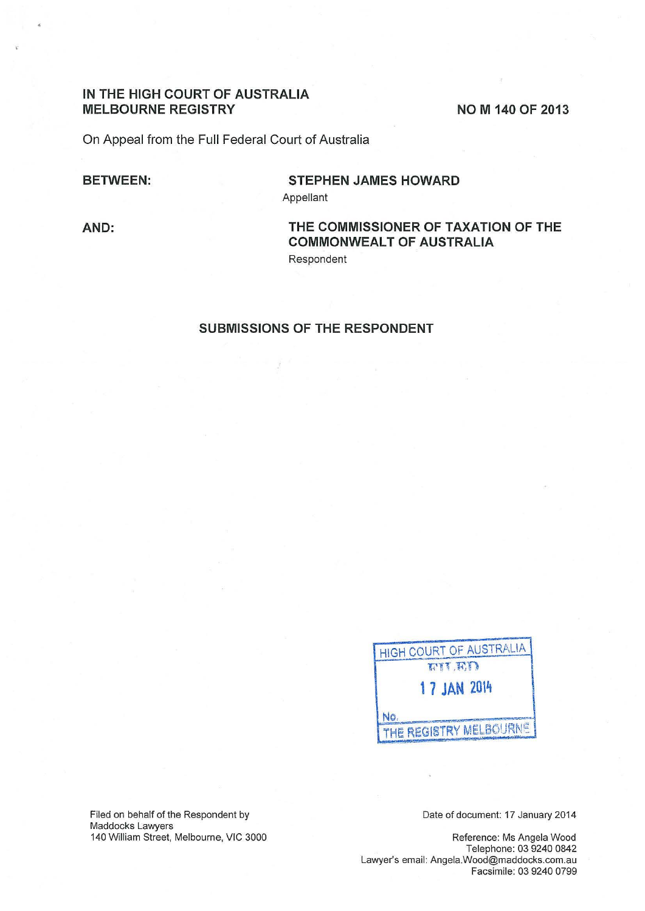**IN THE HIGH COURT OF AUSTRALIA**
**MELBOURNE REGISTRY**

**NO M 140 OF 2013**

On Appeal from the Full Federal Court of Australia

**BETWEEN:**

**STEPHEN JAMES HOWARD**
Appellant

**AND:**

**THE COMMISSIONER OF TAXATION OF THE COMMONWEALT OF AUSTRALIA**
Respondent

## SUBMISSIONS OF THE RESPONDENT

HIGH COURT OF AUSTRALIA
FILED
17 JAN 2014
No.
THE REGISTRY MELBOURNE

Filed on behalf of the Respondent by
Maddocks Lawyers
140 William Street, Melbourne, VIC 3000

Date of document: 17 January 2014

Reference: Ms Angela Wood
Telephone: 03 9240 0842
Lawyer's email: Angela.Wood@maddocks.com.au
Facsimile: 03 9240 0799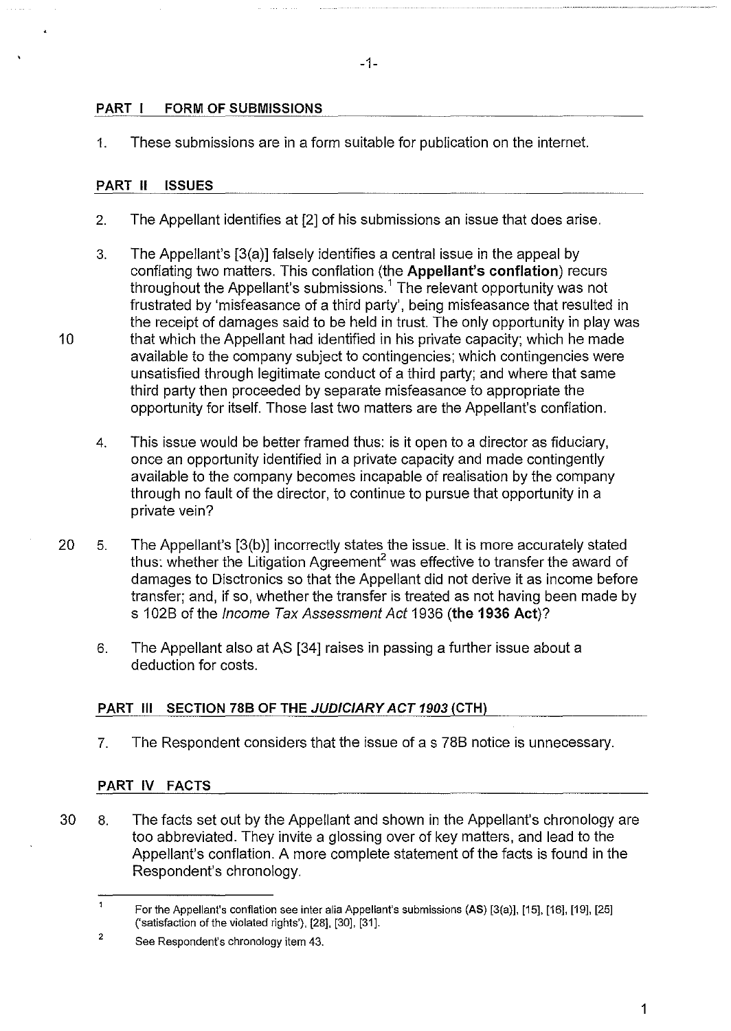## PART I FORM OF SUBMISSIONS

1. These submissions are in a form suitable for publication on the internet.

## PART II ISSUES

2. The Appellant identifies at [2] of his submissions an issue that does arise.

3. The Appellant's [3(a)] falsely identifies a central issue in the appeal by conflating two matters. This conflation (the **Appellant's conflation**) recurs throughout the Appellant's submissions.[1] The relevant opportunity was not frustrated by 'misfeasance of a third party', being misfeasance that resulted in the receipt of damages said to be held in trust. The only opportunity in play was that which the Appellant had identified in his private capacity; which he made available to the company subject to contingencies; which contingencies were unsatisfied through legitimate conduct of a third party; and where that same third party then proceeded by separate misfeasance to appropriate the opportunity for itself. Those last two matters are the Appellant's conflation.

4. This issue would be better framed thus: is it open to a director as fiduciary, once an opportunity identified in a private capacity and made contingently available to the company becomes incapable of realisation by the company through no fault of the director, to continue to pursue that opportunity in a private vein?

5. The Appellant's [3(b)] incorrectly states the issue. It is more accurately stated thus: whether the Litigation Agreement[2] was effective to transfer the award of damages to Disctronics so that the Appellant did not derive it as income before transfer; and, if so, whether the transfer is treated as not having been made by s 102B of the *Income Tax Assessment Act* 1936 (**the 1936 Act**)?

6. The Appellant also at AS [34] raises in passing a further issue about a deduction for costs.

## PART III SECTION 78B OF THE *JUDICIARY ACT 1903* (CTH)

7. The Respondent considers that the issue of a s 78B notice is unnecessary.

## PART IV FACTS

8. The facts set out by the Appellant and shown in the Appellant's chronology are too abbreviated. They invite a glossing over of key matters, and lead to the Appellant's conflation. A more complete statement of the facts is found in the Respondent's chronology.

---

[1] For the Appellant's conflation see inter alia Appellant's submissions (**AS**) [3(a)], [15], [16], [19], [25] ('satisfaction of the violated rights'), [28], [30], [31].

[2] See Respondent's chronology item 43.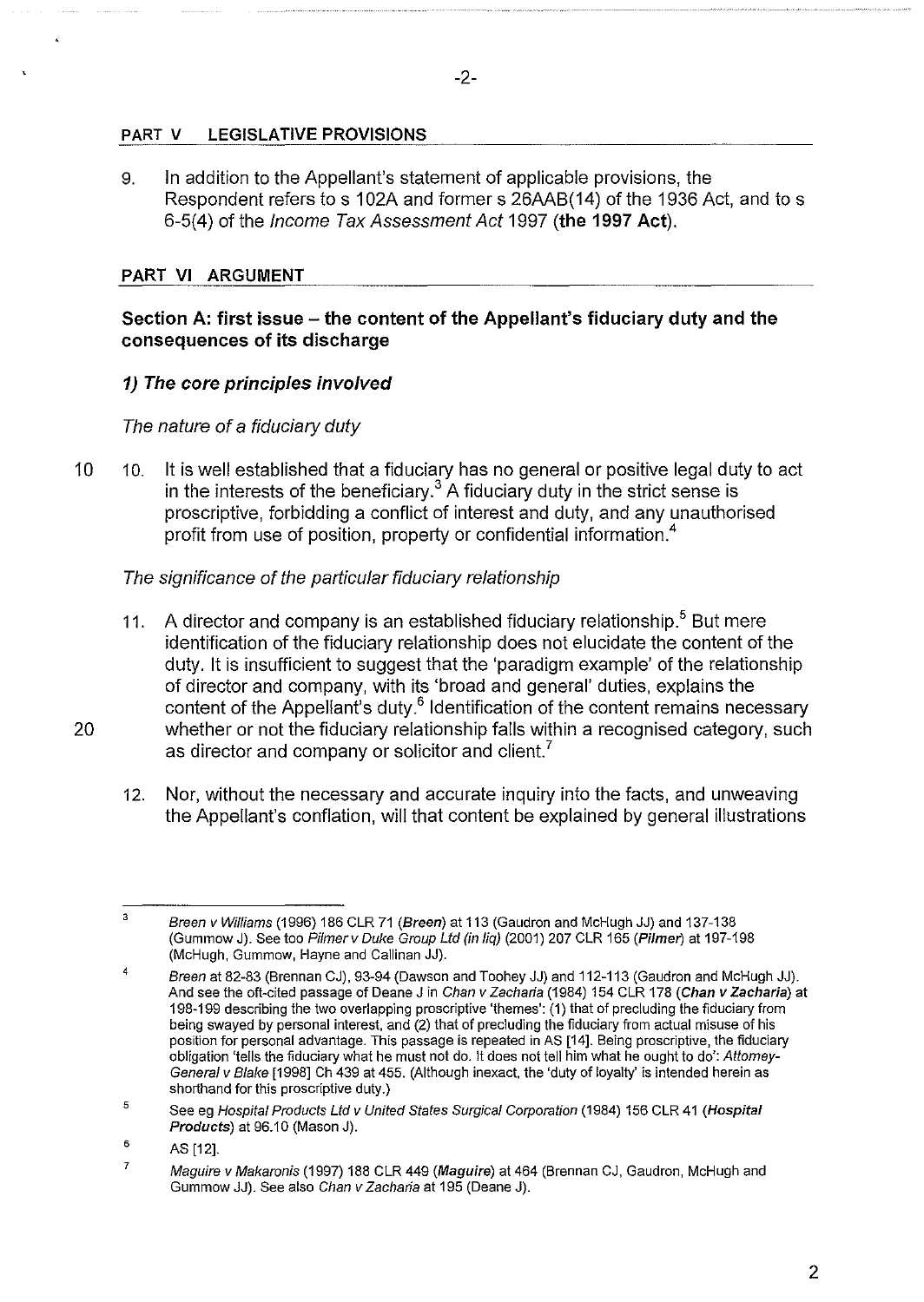## PART V LEGISLATIVE PROVISIONS

9. In addition to the Appellant's statement of applicable provisions, the Respondent refers to s 102A and former s 26AAB(14) of the 1936 Act, and to s 6-5(4) of the *Income Tax Assessment Act* 1997 (**the 1997 Act**).

## PART VI ARGUMENT

### Section A: first issue – the content of the Appellant's fiduciary duty and the consequences of its discharge

#### *1) The core principles involved*

*The nature of a fiduciary duty*

10. It is well established that a fiduciary has no general or positive legal duty to act in the interests of the beneficiary.[3] A fiduciary duty in the strict sense is proscriptive, forbidding a conflict of interest and duty, and any unauthorised profit from use of position, property or confidential information.[4]

*The significance of the particular fiduciary relationship*

11. A director and company is an established fiduciary relationship.[5] But mere identification of the fiduciary relationship does not elucidate the content of the duty. It is insufficient to suggest that the 'paradigm example' of the relationship of director and company, with its 'broad and general' duties, explains the content of the Appellant's duty.[6] Identification of the content remains necessary whether or not the fiduciary relationship falls within a recognised category, such as director and company or solicitor and client.[7]

12. Nor, without the necessary and accurate inquiry into the facts, and unweaving the Appellant's conflation, will that content be explained by general illustrations

---

[3] *Breen v Williams* (1996) 186 CLR 71 (***Breen***) at 113 (Gaudron and McHugh JJ) and 137-138 (Gummow J). See too *Pilmer v Duke Group Ltd (in liq)* (2001) 207 CLR 165 (***Pilmer***) at 197-198 (McHugh, Gummow, Hayne and Callinan JJ).

[4] *Breen* at 82-83 (Brennan CJ), 93-94 (Dawson and Toohey JJ) and 112-113 (Gaudron and McHugh JJ). And see the oft-cited passage of Deane J in *Chan v Zacharia* (1984) 154 CLR 178 (***Chan v Zacharia***) at 198-199 describing the two overlapping proscriptive 'themes': (1) that of precluding the fiduciary from being swayed by personal interest, and (2) that of precluding the fiduciary from actual misuse of his position for personal advantage. This passage is repeated in AS [14]. Being proscriptive, the fiduciary obligation 'tells the fiduciary what he must not do. It does not tell him what he ought to do': *Attorney-General v Blake* [1998] Ch 439 at 455. (Although inexact, the 'duty of loyalty' is intended herein as shorthand for this proscriptive duty.)

[5] See eg *Hospital Products Ltd v United States Surgical Corporation* (1984) 156 CLR 41 (***Hospital Products***) at 96.10 (Mason J).

[6] AS [12].

[7] *Maguire v Makaronis* (1997) 188 CLR 449 (***Maguire***) at 464 (Brennan CJ, Gaudron, McHugh and Gummow JJ). See also *Chan v Zacharia* at 195 (Deane J).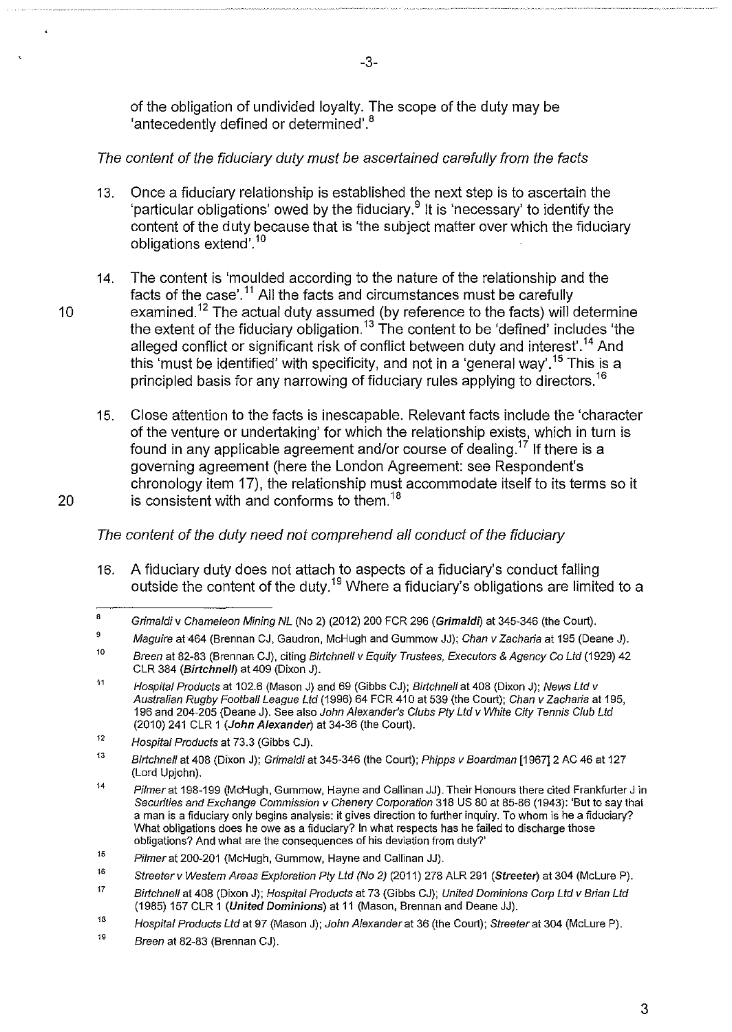of the obligation of undivided loyalty. The scope of the duty may be 'antecedently defined or determined'.[8]

*The content of the fiduciary duty must be ascertained carefully from the facts*

13. Once a fiduciary relationship is established the next step is to ascertain the 'particular obligations' owed by the fiduciary.[9] It is 'necessary' to identify the content of the duty because that is 'the subject matter over which the fiduciary obligations extend'.[10]

14. The content is 'moulded according to the nature of the relationship and the facts of the case'.[11] All the facts and circumstances must be carefully examined.[12] The actual duty assumed (by reference to the facts) will determine the extent of the fiduciary obligation.[13] The content to be 'defined' includes 'the alleged conflict or significant risk of conflict between duty and interest'.[14] And this 'must be identified' with specificity, and not in a 'general way'.[15] This is a principled basis for any narrowing of fiduciary rules applying to directors.[16]

15. Close attention to the facts is inescapable. Relevant facts include the 'character of the venture or undertaking' for which the relationship exists, which in turn is found in any applicable agreement and/or course of dealing.[17] If there is a governing agreement (here the London Agreement: see Respondent's chronology item 17), the relationship must accommodate itself to its terms so it is consistent with and conforms to them.[18]

*The content of the duty need not comprehend all conduct of the fiduciary*

16. A fiduciary duty does not attach to aspects of a fiduciary's conduct falling outside the content of the duty.[19] Where a fiduciary's obligations are limited to a

---

[8] *Grimaldi v Chameleon Mining NL (No 2)* (2012) 200 FCR 296 (***Grimaldi***) at 345-346 (the Court).

[9] *Maguire* at 464 (Brennan CJ, Gaudron, McHugh and Gummow JJ); *Chan v Zacharia* at 195 (Deane J).

[10] *Breen* at 82-83 (Brennan CJ), citing *Birtchnell v Equity Trustees, Executors & Agency Co Ltd* (1929) 42 CLR 384 (***Birtchnell***) at 409 (Dixon J).

[11] *Hospital Products* at 102.6 (Mason J) and 69 (Gibbs CJ); *Birtchnell* at 408 (Dixon J); *News Ltd v Australian Rugby Football League Ltd* (1996) 64 FCR 410 at 539 (the Court); *Chan v Zacharia* at 195, 196 and 204-205 (Deane J). See also *John Alexander's Clubs Pty Ltd v White City Tennis Club Ltd* (2010) 241 CLR 1 (***John Alexander***) at 34-36 (the Court).

[12] *Hospital Products* at 73.3 (Gibbs CJ).

[13] *Birtchnell* at 408 (Dixon J); *Grimaldi* at 345-346 (the Court); *Phipps v Boardman* [1967] 2 AC 46 at 127 (Lord Upjohn).

[14] *Pilmer* at 198-199 (McHugh, Gummow, Hayne and Callinan JJ). Their Honours there cited Frankfurter J in *Securities and Exchange Commission v Chenery Corporation* 318 US 80 at 85-86 (1943): 'But to say that a man is a fiduciary only begins analysis: it gives direction to further inquiry. To whom is he a fiduciary? What obligations does he owe as a fiduciary? In what respects has he failed to discharge those obligations? And what are the consequences of his deviation from duty?'

[15] *Pilmer* at 200-201 (McHugh, Gummow, Hayne and Callinan JJ).

[16] *Streeter v Western Areas Exploration Pty Ltd (No 2)* (2011) 278 ALR 291 (***Streeter***) at 304 (McLure P).

[17] *Birtchnell* at 408 (Dixon J); *Hospital Products* at 73 (Gibbs CJ); *United Dominions Corp Ltd v Brian Ltd* (1985) 157 CLR 1 (***United Dominions***) at 11 (Mason, Brennan and Deane JJ).

[18] *Hospital Products Ltd* at 97 (Mason J); *John Alexander* at 36 (the Court); *Streeter* at 304 (McLure P).

[19] *Breen* at 82-83 (Brennan CJ).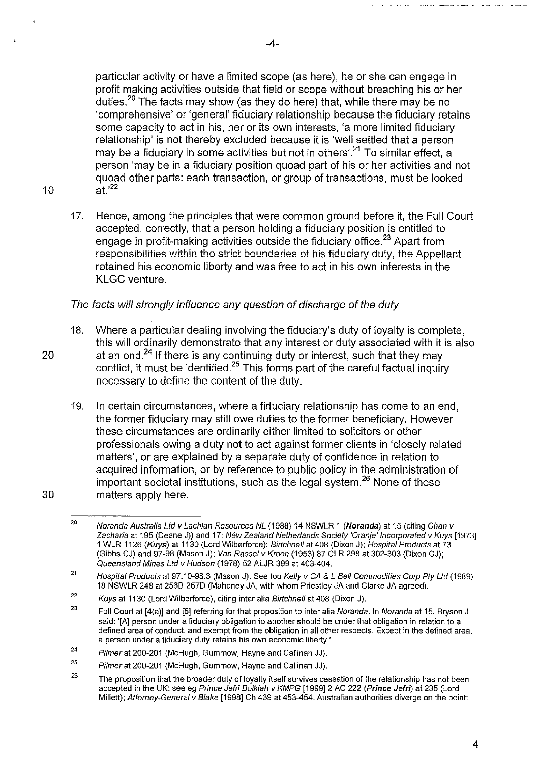particular activity or have a limited scope (as here), he or she can engage in profit making activities outside that field or scope without breaching his or her duties.[20] The facts may show (as they do here) that, while there may be no 'comprehensive' or 'general' fiduciary relationship because the fiduciary retains some capacity to act in his, her or its own interests, 'a more limited fiduciary relationship' is not thereby excluded because it is 'well settled that a person may be a fiduciary in some activities but not in others'.[21] To similar effect, a person 'may be in a fiduciary position quoad part of his or her activities and not quoad other parts: each transaction, or group of transactions, must be looked at.'[22]

17. Hence, among the principles that were common ground before it, the Full Court accepted, correctly, that a person holding a fiduciary position is entitled to engage in profit-making activities outside the fiduciary office.[23] Apart from responsibilities within the strict boundaries of his fiduciary duty, the Appellant retained his economic liberty and was free to act in his own interests in the KLGC venture.

*The facts will strongly influence any question of discharge of the duty*

18. Where a particular dealing involving the fiduciary's duty of loyalty is complete, this will ordinarily demonstrate that any interest or duty associated with it is also at an end.[24] If there is any continuing duty or interest, such that they may conflict, it must be identified.[25] This forms part of the careful factual inquiry necessary to define the content of the duty.

19. In certain circumstances, where a fiduciary relationship has come to an end, the former fiduciary may still owe duties to the former beneficiary. However these circumstances are ordinarily either limited to solicitors or other professionals owing a duty not to act against former clients in 'closely related matters', or are explained by a separate duty of confidence in relation to acquired information, or by reference to public policy in the administration of important societal institutions, such as the legal system.[26] None of these matters apply here.

---

[20] *Noranda Australia Ltd v Lachlan Resources NL* (1988) 14 NSWLR 1 (***Noranda***) at 15 (citing *Chan v Zacharia* at 195 (Deane J)) and 17; *New Zealand Netherlands Society 'Oranje' Incorporated v Kuys* [1973] 1 WLR 1126 (***Kuys***) at 1130 (Lord Wilberforce); *Birtchnell* at 408 (Dixon J); *Hospital Products* at 73 (Gibbs CJ) and 97-98 (Mason J); *Van Rassel v Kroon* (1953) 87 CLR 298 at 302-303 (Dixon CJ); *Queensland Mines Ltd v Hudson* (1978) 52 ALJR 399 at 403-404.

[21] *Hospital Products* at 97.10-98.3 (Mason J). See too *Kelly v CA & L Bell Commodities Corp Pty Ltd* (1989) 18 NSWLR 248 at 256B-257D (Mahoney JA, with whom Priestley JA and Clarke JA agreed).

[22] *Kuys* at 1130 (Lord Wilberforce), citing inter alia *Birtchnell* at 408 (Dixon J).

[23] Full Court at [4(a)] and [5] referring for that proposition to inter alia *Noranda*. In *Noranda* at 15, Bryson J said: '[A] person under a fiduciary obligation to another should be under that obligation in relation to a defined area of conduct, and exempt from the obligation in all other respects. Except in the defined area, a person under a fiduciary duty retains his own economic liberty.'

[24] *Pilmer* at 200-201 (McHugh, Gummow, Hayne and Callinan JJ).

[25] *Pilmer* at 200-201 (McHugh, Gummow, Hayne and Callinan JJ).

[26] The proposition that the broader duty of loyalty itself survives cessation of the relationship has not been accepted in the UK: see eg *Prince Jefri Bolkiah v KMPG* [1999] 2 AC 222 (***Prince Jefri***) at 235 (Lord Millett); *Attorney-General v Blake* [1998] Ch 439 at 453-454. Australian authorities diverge on the point: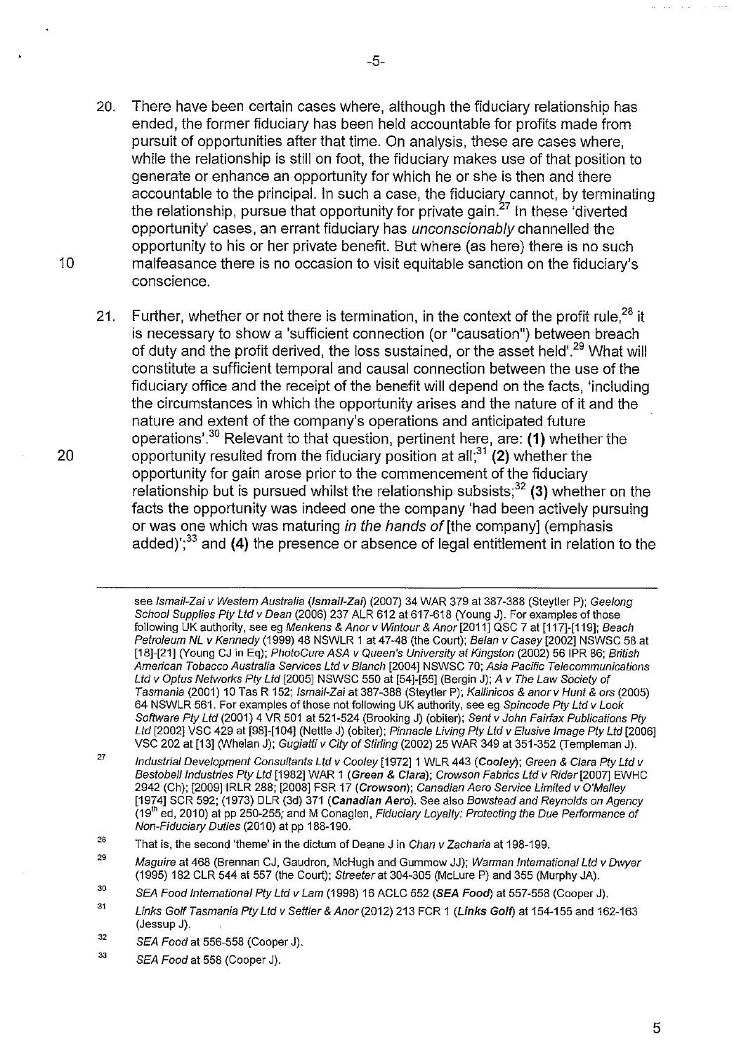20. There have been certain cases where, although the fiduciary relationship has ended, the former fiduciary has been held accountable for profits made from pursuit of opportunities after that time. On analysis, these are cases where, while the relationship is still on foot, the fiduciary makes use of that position to generate or enhance an opportunity for which he or she is then and there accountable to the principal. In such a case, the fiduciary cannot, by terminating the relationship, pursue that opportunity for private gain.[27] In these 'diverted opportunity' cases, an errant fiduciary has *unconscionably* channelled the opportunity to his or her private benefit. But where (as here) there is no such malfeasance there is no occasion to visit equitable sanction on the fiduciary's conscience.

21. Further, whether or not there is termination, in the context of the profit rule,[28] it is necessary to show a 'sufficient connection (or "causation") between breach of duty and the profit derived, the loss sustained, or the asset held'.[29] What will constitute a sufficient temporal and causal connection between the use of the fiduciary office and the receipt of the benefit will depend on the facts, 'including the circumstances in which the opportunity arises and the nature of it and the nature and extent of the company's operations and anticipated future operations'.[30] Relevant to that question, pertinent here, are: **(1)** whether the opportunity resulted from the fiduciary position at all;[31] **(2)** whether the opportunity for gain arose prior to the commencement of the fiduciary relationship but is pursued whilst the relationship subsists;[32] **(3)** whether on the facts the opportunity was indeed one the company 'had been actively pursuing or was one which was maturing *in the hands of* [the company] (emphasis added)';[33] and **(4)** the presence or absence of legal entitlement in relation to the

---

see *Ismail-Zai v Western Australia* (***Ismail-Zai***) (2007) 34 WAR 379 at 387-388 (Steytler P); *Geelong School Supplies Pty Ltd v Dean* (2006) 237 ALR 612 at 617-618 (Young J). For examples of those following UK authority, see eg *Menkens & Anor v Wintour & Anor* [2011] QSC 7 at [117]-[119]; *Beach Petroleum NL v Kennedy* (1999) 48 NSWLR 1 at 47-48 (the Court); *Belan v Casey* [2002] NSWSC 58 at [18]-[21] (Young CJ in Eq); *PhotoCure ASA v Queen's University at Kingston* (2002) 56 IPR 86; *British American Tobacco Australia Services Ltd v Blanch* [2004] NSWSC 70; *Asia Pacific Telecommunications Ltd v Optus Networks Pty Ltd* [2005] NSWSC 550 at [54]-[55] (Bergin J); *A v The Law Society of Tasmania* (2001) 10 Tas R 152; *Ismail-Zai* at 387-388 (Steytler P); *Kallinicos & anor v Hunt & ors* (2005) 64 NSWLR 561. For examples of those not following UK authority, see eg *Spincode Pty Ltd v Look Software Pty Ltd* (2001) 4 VR 501 at 521-524 (Brooking J) (obiter); *Sent v John Fairfax Publications Pty Ltd* [2002] VSC 429 at [98]-[104] (Nettle J) (obiter); *Pinnacle Living Pty Ltd v Elusive Image Pty Ltd* [2006] VSC 202 at [13] (Whelan J); *Gugiatti v City of Stirling* (2002) 25 WAR 349 at 351-352 (Templeman J).

27 *Industrial Development Consultants Ltd v Cooley* [1972] 1 WLR 443 (***Cooley***); *Green & Clara Pty Ltd v Bestobell Industries Pty Ltd* [1982] WAR 1 (***Green & Clara***); *Crowson Fabrics Ltd v Rider* [2007] EWHC 2942 (Ch); [2009] IRLR 288; [2008] FSR 17 (***Crowson***); *Canadian Aero Service Limited v O'Malley* [1974] SCR 592; (1973) DLR (3d) 371 (***Canadian Aero***). See also *Bowstead and Reynolds on Agency* (19th ed, 2010) at pp 250-255; and M Conaglen, *Fiduciary Loyalty: Protecting the Due Performance of Non-Fiduciary Duties* (2010) at pp 188-190.

28 That is, the second 'theme' in the dictum of Deane J in *Chan v Zacharia* at 198-199.

29 *Maguire* at 468 (Brennan CJ, Gaudron, McHugh and Gummow JJ); *Warman International Ltd v Dwyer* (1995) 182 CLR 544 at 557 (the Court); *Streeter* at 304-305 (McLure P) and 355 (Murphy JA).

30 *SEA Food International Pty Ltd v Lam* (1998) 16 ACLC 552 (***SEA Food***) at 557-558 (Cooper J).

31 *Links Golf Tasmania Pty Ltd v Settler & Anor* (2012) 213 FCR 1 (***Links Golf***) at 154-155 and 162-163 (Jessup J).

32 *SEA Food* at 556-558 (Cooper J).

33 *SEA Food* at 558 (Cooper J).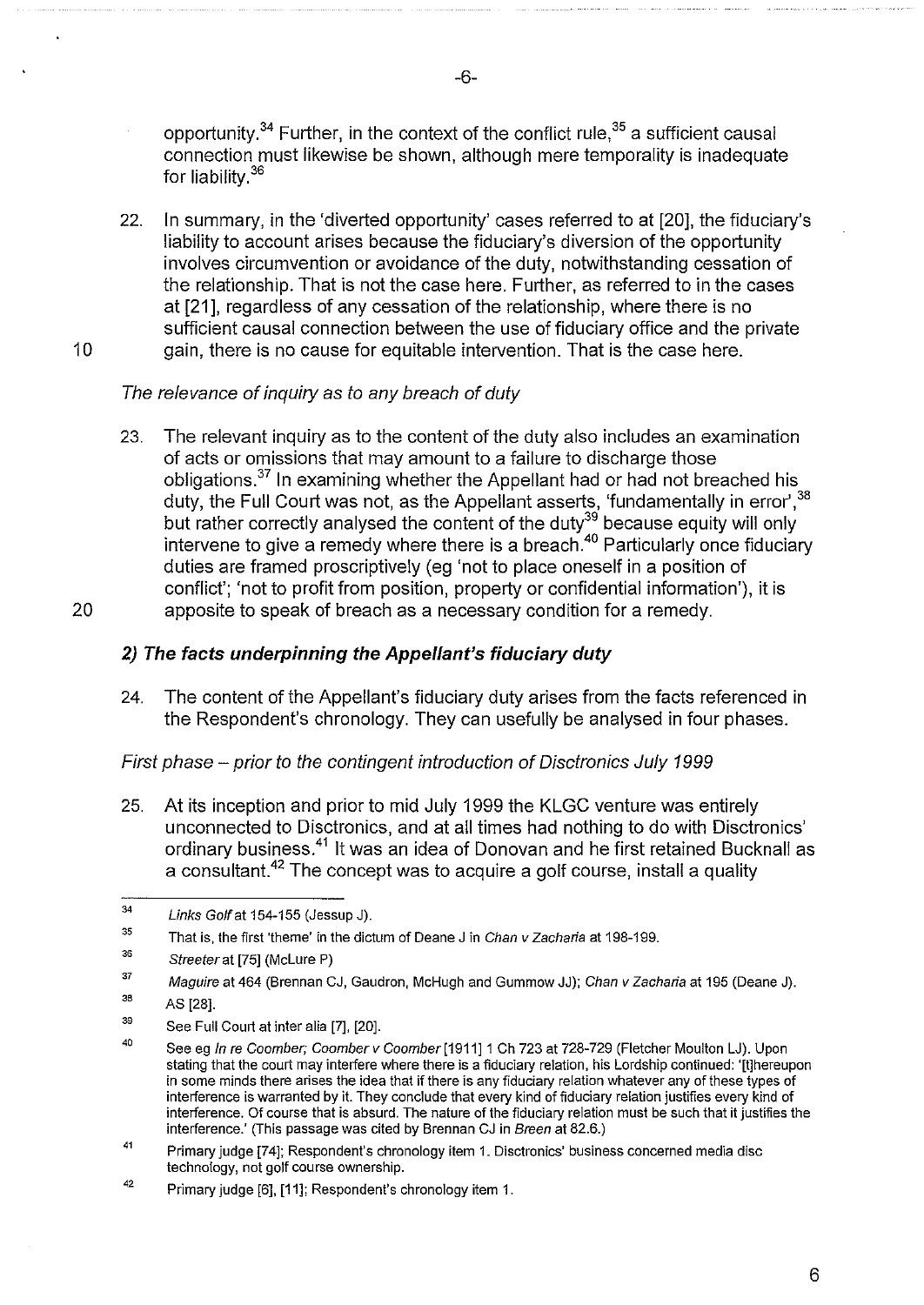opportunity.[34] Further, in the context of the conflict rule,[35] a sufficient causal connection must likewise be shown, although mere temporality is inadequate for liability.[36]

22. In summary, in the 'diverted opportunity' cases referred to at [20], the fiduciary's liability to account arises because the fiduciary's diversion of the opportunity involves circumvention or avoidance of the duty, notwithstanding cessation of the relationship. That is not the case here. Further, as referred to in the cases at [21], regardless of any cessation of the relationship, where there is no sufficient causal connection between the use of fiduciary office and the private gain, there is no cause for equitable intervention. That is the case here.

*The relevance of inquiry as to any breach of duty*

23. The relevant inquiry as to the content of the duty also includes an examination of acts or omissions that may amount to a failure to discharge those obligations.[37] In examining whether the Appellant had or had not breached his duty, the Full Court was not, as the Appellant asserts, 'fundamentally in error',[38] but rather correctly analysed the content of the duty[39] because equity will only intervene to give a remedy where there is a breach.[40] Particularly once fiduciary duties are framed proscriptively (eg 'not to place oneself in a position of conflict'; 'not to profit from position, property or confidential information'), it is apposite to speak of breach as a necessary condition for a remedy.

### *2) The facts underpinning the Appellant's fiduciary duty*

24. The content of the Appellant's fiduciary duty arises from the facts referenced in the Respondent's chronology. They can usefully be analysed in four phases.

*First phase – prior to the contingent introduction of Disctronics July 1999*

25. At its inception and prior to mid July 1999 the KLGC venture was entirely unconnected to Disctronics, and at all times had nothing to do with Disctronics' ordinary business.[41] It was an idea of Donovan and he first retained Bucknall as a consultant.[42] The concept was to acquire a golf course, install a quality

---

[34] *Links Golf* at 154-155 (Jessup J).

[35] That is, the first 'theme' in the dictum of Deane J in *Chan v Zacharia* at 198-199.

[36] *Streeter* at [75] (McLure P)

[37] *Maguire* at 464 (Brennan CJ, Gaudron, McHugh and Gummow JJ); *Chan v Zacharia* at 195 (Deane J).

[38] AS [28].

[39] See Full Court at inter alia [7], [20].

[40] See eg *In re Coomber; Coomber v Coomber* [1911] 1 Ch 723 at 728-729 (Fletcher Moulton LJ). Upon stating that the court may interfere where there is a fiduciary relation, his Lordship continued: '[t]hereupon in some minds there arises the idea that if there is any fiduciary relation whatever any of these types of interference is warranted by it. They conclude that every kind of fiduciary relation justifies every kind of interference. Of course that is absurd. The nature of the fiduciary relation must be such that it justifies the interference.' (This passage was cited by Brennan CJ in *Breen* at 82.6.)

[41] Primary judge [74]; Respondent's chronology item 1. Disctronics' business concerned media disc technology, not golf course ownership.

[42] Primary judge [6], [11]; Respondent's chronology item 1.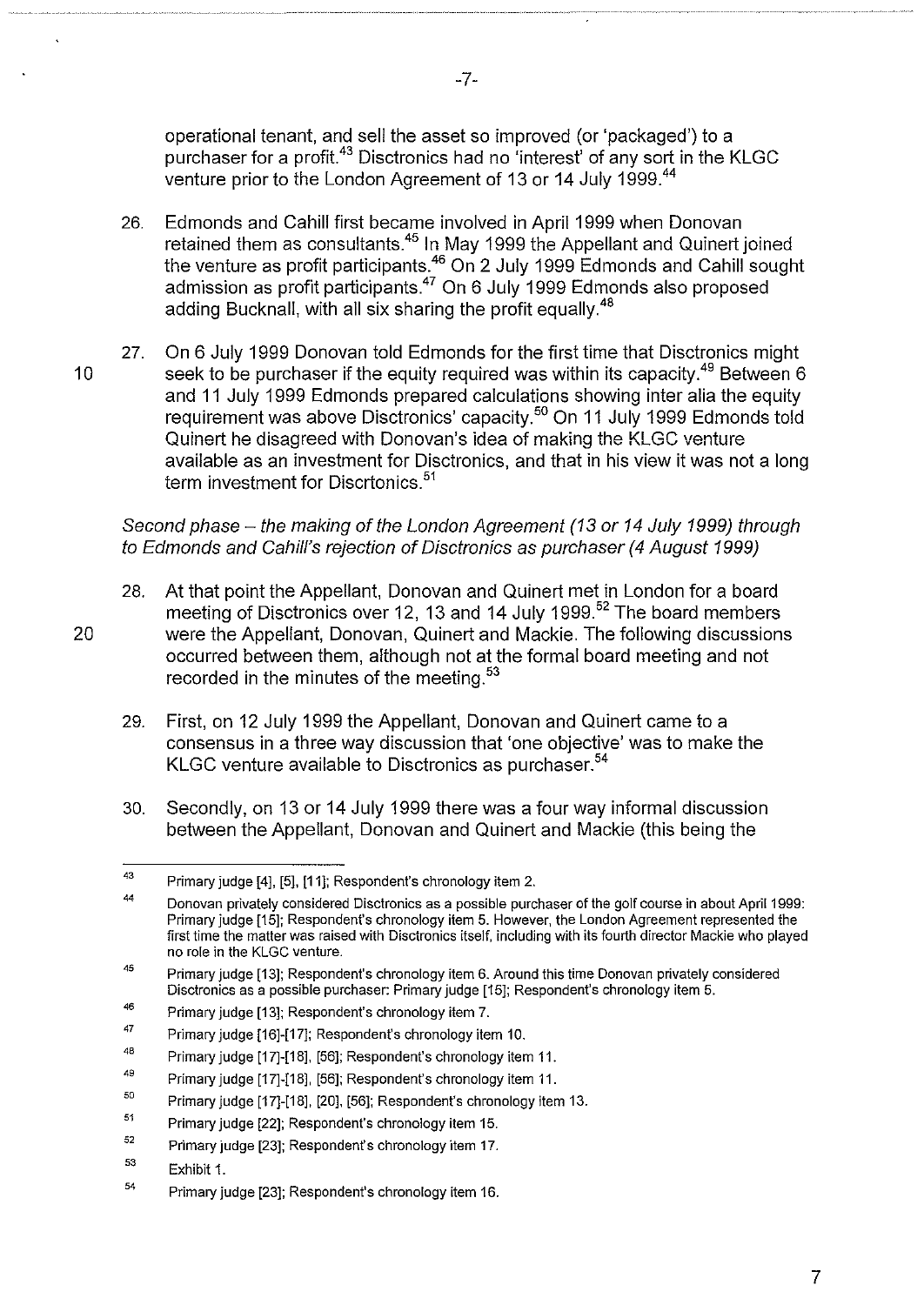operational tenant, and sell the asset so improved (or 'packaged') to a purchaser for a profit.[43] Disctronics had no 'interest' of any sort in the KLGC venture prior to the London Agreement of 13 or 14 July 1999.[44]

26. Edmonds and Cahill first became involved in April 1999 when Donovan retained them as consultants.[45] In May 1999 the Appellant and Quinert joined the venture as profit participants.[46] On 2 July 1999 Edmonds and Cahill sought admission as profit participants.[47] On 6 July 1999 Edmonds also proposed adding Bucknall, with all six sharing the profit equally.[48]

27. On 6 July 1999 Donovan told Edmonds for the first time that Disctronics might seek to be purchaser if the equity required was within its capacity.[49] Between 6 and 11 July 1999 Edmonds prepared calculations showing inter alia the equity requirement was above Disctronics' capacity.[50] On 11 July 1999 Edmonds told Quinert he disagreed with Donovan's idea of making the KLGC venture available as an investment for Disctronics, and that in his view it was not a long term investment for Discrtonics.[51]

*Second phase – the making of the London Agreement (13 or 14 July 1999) through to Edmonds and Cahill's rejection of Disctronics as purchaser (4 August 1999)*

28. At that point the Appellant, Donovan and Quinert met in London for a board meeting of Disctronics over 12, 13 and 14 July 1999.[52] The board members were the Appellant, Donovan, Quinert and Mackie. The following discussions occurred between them, although not at the formal board meeting and not recorded in the minutes of the meeting.[53]

29. First, on 12 July 1999 the Appellant, Donovan and Quinert came to a consensus in a three way discussion that 'one objective' was to make the KLGC venture available to Disctronics as purchaser.[54]

30. Secondly, on 13 or 14 July 1999 there was a four way informal discussion between the Appellant, Donovan and Quinert and Mackie (this being the

---

[43] Primary judge [4], [5], [11]; Respondent's chronology item 2.

[44] Donovan privately considered Disctronics as a possible purchaser of the golf course in about April 1999: Primary judge [15]; Respondent's chronology item 5. However, the London Agreement represented the first time the matter was raised with Disctronics itself, including with its fourth director Mackie who played no role in the KLGC venture.

[45] Primary judge [13]; Respondent's chronology item 6. Around this time Donovan privately considered Disctronics as a possible purchaser: Primary judge [15]; Respondent's chronology item 5.

[46] Primary judge [13]; Respondent's chronology item 7.

[47] Primary judge [16]-[17]; Respondent's chronology item 10.

[48] Primary judge [17]-[18], [56]; Respondent's chronology item 11.

[49] Primary judge [17]-[18], [56]; Respondent's chronology item 11.

[50] Primary judge [17]-[18], [20], [56]; Respondent's chronology item 13.

[51] Primary judge [22]; Respondent's chronology item 15.

[52] Primary judge [23]; Respondent's chronology item 17.

[53] Exhibit 1.

[54] Primary judge [23]; Respondent's chronology item 16.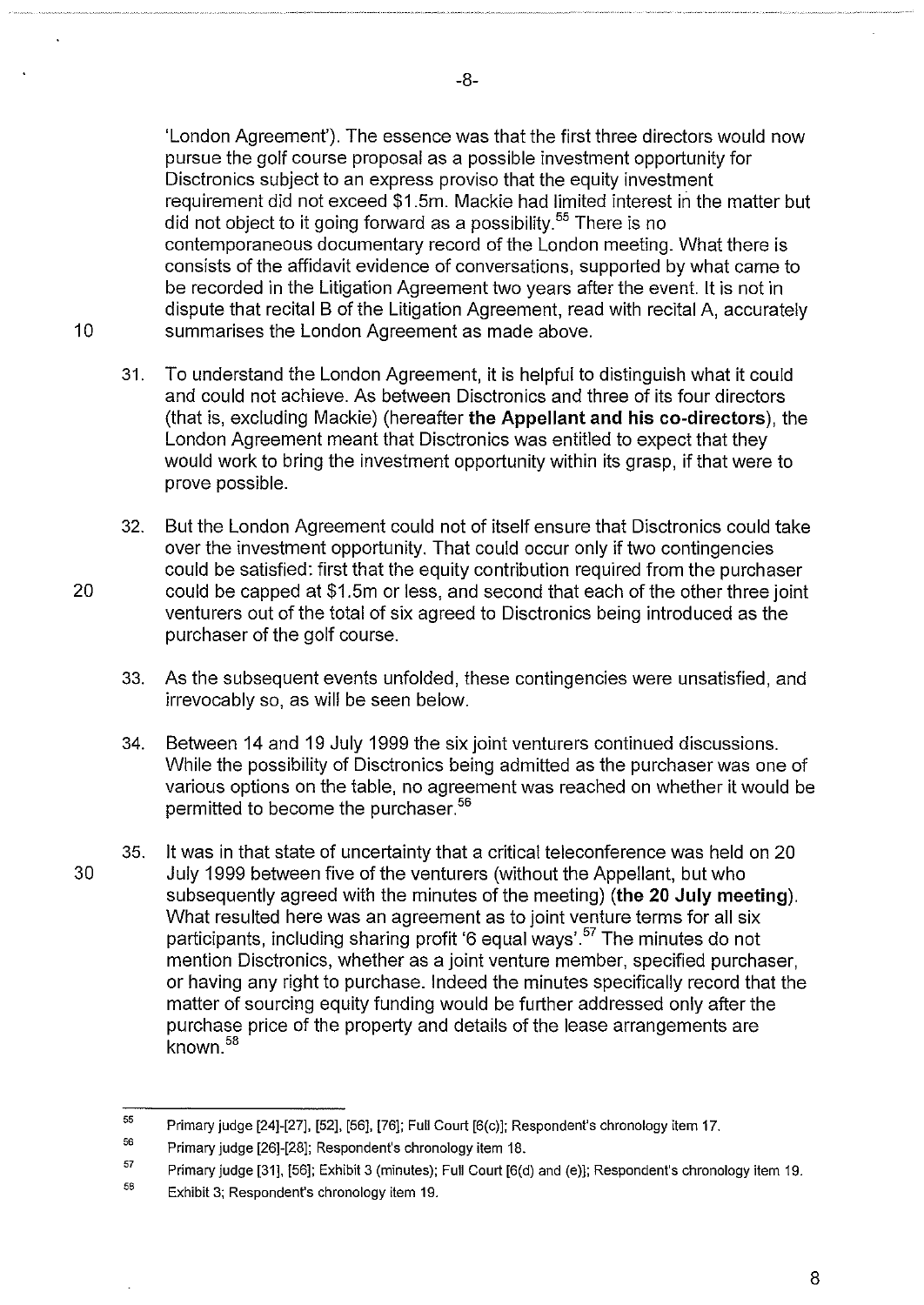'London Agreement'). The essence was that the first three directors would now pursue the golf course proposal as a possible investment opportunity for Disctronics subject to an express proviso that the equity investment requirement did not exceed $1.5m. Mackie had limited interest in the matter but did not object to it going forward as a possibility.[55] There is no contemporaneous documentary record of the London meeting. What there is consists of the affidavit evidence of conversations, supported by what came to be recorded in the Litigation Agreement two years after the event. It is not in dispute that recital B of the Litigation Agreement, read with recital A, accurately summarises the London Agreement as made above.

31. To understand the London Agreement, it is helpful to distinguish what it could and could not achieve. As between Disctronics and three of its four directors (that is, excluding Mackie) (hereafter **the Appellant and his co-directors**), the London Agreement meant that Disctronics was entitled to expect that they would work to bring the investment opportunity within its grasp, if that were to prove possible.

32. But the London Agreement could not of itself ensure that Disctronics could take over the investment opportunity. That could occur only if two contingencies could be satisfied: first that the equity contribution required from the purchaser could be capped at $1.5m or less, and second that each of the other three joint venturers out of the total of six agreed to Disctronics being introduced as the purchaser of the golf course.

33. As the subsequent events unfolded, these contingencies were unsatisfied, and irrevocably so, as will be seen below.

34. Between 14 and 19 July 1999 the six joint venturers continued discussions. While the possibility of Disctronics being admitted as the purchaser was one of various options on the table, no agreement was reached on whether it would be permitted to become the purchaser.[56]

35. It was in that state of uncertainty that a critical teleconference was held on 20 July 1999 between five of the venturers (without the Appellant, but who subsequently agreed with the minutes of the meeting) (**the 20 July meeting**). What resulted here was an agreement as to joint venture terms for all six participants, including sharing profit '6 equal ways'.[57] The minutes do not mention Disctronics, whether as a joint venture member, specified purchaser, or having any right to purchase. Indeed the minutes specifically record that the matter of sourcing equity funding would be further addressed only after the purchase price of the property and details of the lease arrangements are known.[58]

---

[55] Primary judge [24]-[27], [52], [56], [76]; Full Court [6(c)]; Respondent's chronology item 17.

[56] Primary judge [26]-[28]; Respondent's chronology item 18.

[57] Primary judge [31], [56]; Exhibit 3 (minutes); Full Court [6(d) and (e)]; Respondent's chronology item 19.

[58] Exhibit 3; Respondent's chronology item 19.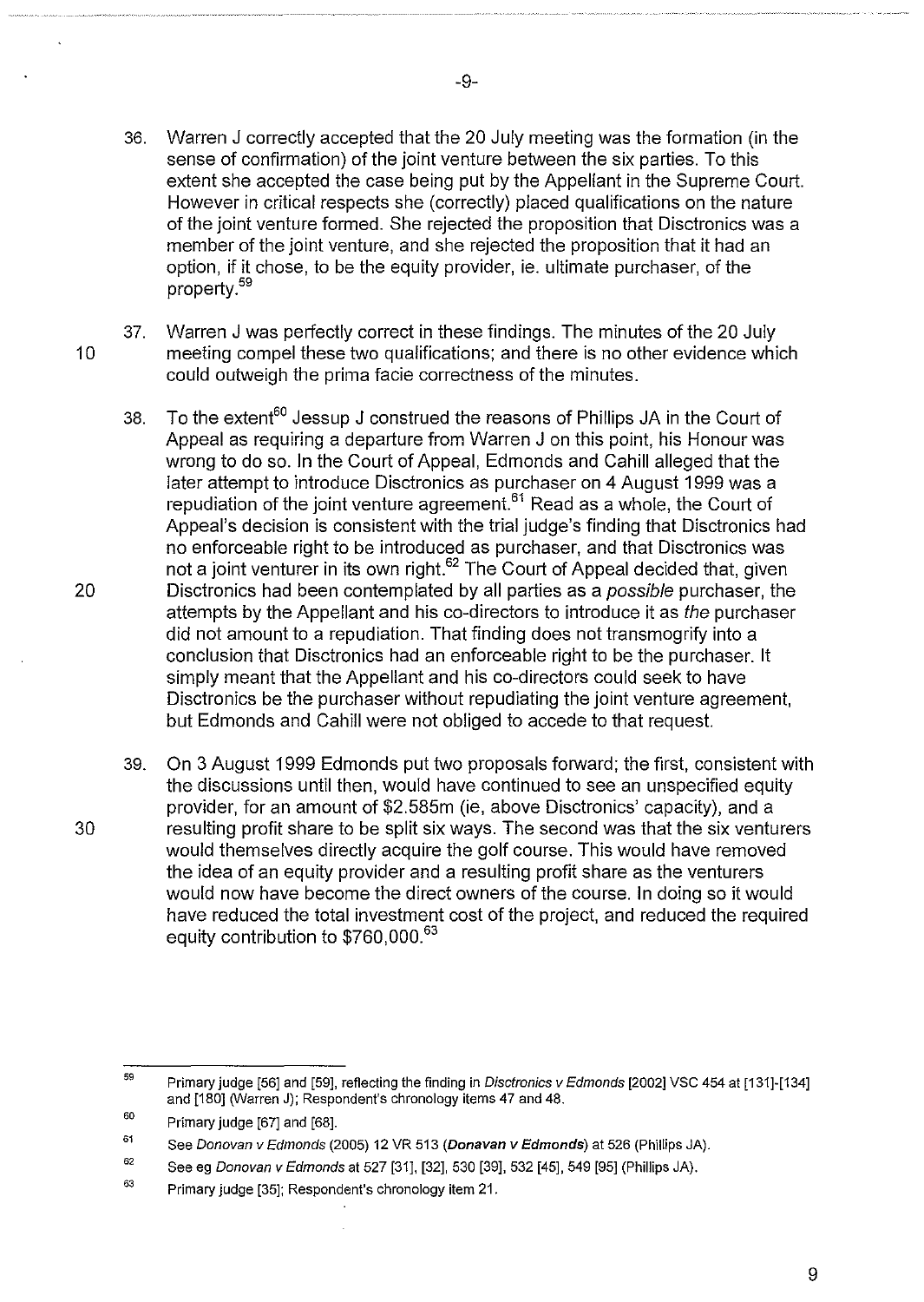36. Warren J correctly accepted that the 20 July meeting was the formation (in the sense of confirmation) of the joint venture between the six parties. To this extent she accepted the case being put by the Appellant in the Supreme Court. However in critical respects she (correctly) placed qualifications on the nature of the joint venture formed. She rejected the proposition that Disctronics was a member of the joint venture, and she rejected the proposition that it had an option, if it chose, to be the equity provider, ie. ultimate purchaser, of the property.[59]

37. Warren J was perfectly correct in these findings. The minutes of the 20 July meeting compel these two qualifications; and there is no other evidence which could outweigh the prima facie correctness of the minutes.

38. To the extent[60] Jessup J construed the reasons of Phillips JA in the Court of Appeal as requiring a departure from Warren J on this point, his Honour was wrong to do so. In the Court of Appeal, Edmonds and Cahill alleged that the later attempt to introduce Disctronics as purchaser on 4 August 1999 was a repudiation of the joint venture agreement.[61] Read as a whole, the Court of Appeal's decision is consistent with the trial judge's finding that Disctronics had no enforceable right to be introduced as purchaser, and that Disctronics was not a joint venturer in its own right.[62] The Court of Appeal decided that, given Disctronics had been contemplated by all parties as a *possible* purchaser, the attempts by the Appellant and his co-directors to introduce it as *the* purchaser did not amount to a repudiation. That finding does not transmogrify into a conclusion that Disctronics had an enforceable right to be the purchaser. It simply meant that the Appellant and his co-directors could seek to have Disctronics be the purchaser without repudiating the joint venture agreement, but Edmonds and Cahill were not obliged to accede to that request.

39. On 3 August 1999 Edmonds put two proposals forward; the first, consistent with the discussions until then, would have continued to see an unspecified equity provider, for an amount of $2.585m (ie, above Disctronics' capacity), and a resulting profit share to be split six ways. The second was that the six venturers would themselves directly acquire the golf course. This would have removed the idea of an equity provider and a resulting profit share as the venturers would now have become the direct owners of the course. In doing so it would have reduced the total investment cost of the project, and reduced the required equity contribution to $760,000.[63]

---

[59] Primary judge [56] and [59], reflecting the finding in *Disctronics v Edmonds* [2002] VSC 454 at [131]-[134] and [180] (Warren J); Respondent's chronology items 47 and 48.

[60] Primary judge [67] and [68].

[61] See *Donovan v Edmonds* (2005) 12 VR 513 (***Donavan v Edmonds***) at 526 (Phillips JA).

[62] See eg *Donovan v Edmonds* at 527 [31], [32], 530 [39], 532 [45], 549 [95] (Phillips JA).

[63] Primary judge [35]; Respondent's chronology item 21.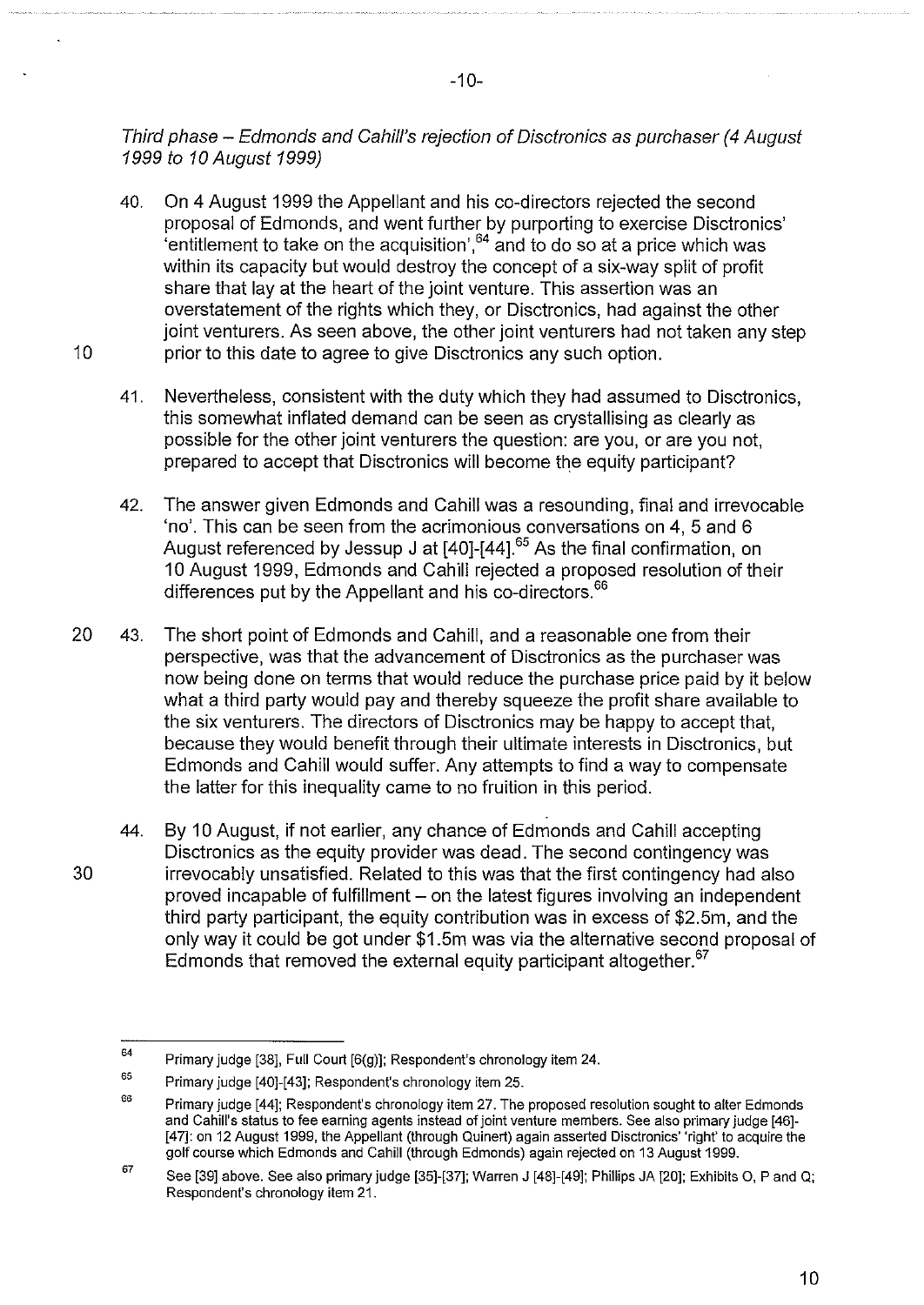*Third phase – Edmonds and Cahill's rejection of Disctronics as purchaser (4 August 1999 to 10 August 1999)*

40. On 4 August 1999 the Appellant and his co-directors rejected the second proposal of Edmonds, and went further by purporting to exercise Disctronics' 'entitlement to take on the acquisition',[64] and to do so at a price which was within its capacity but would destroy the concept of a six-way split of profit share that lay at the heart of the joint venture. This assertion was an overstatement of the rights which they, or Disctronics, had against the other joint venturers. As seen above, the other joint venturers had not taken any step prior to this date to agree to give Disctronics any such option.

41. Nevertheless, consistent with the duty which they had assumed to Disctronics, this somewhat inflated demand can be seen as crystallising as clearly as possible for the other joint venturers the question: are you, or are you not, prepared to accept that Disctronics will become the equity participant?

42. The answer given Edmonds and Cahill was a resounding, final and irrevocable 'no'. This can be seen from the acrimonious conversations on 4, 5 and 6 August referenced by Jessup J at [40]-[44].[65] As the final confirmation, on 10 August 1999, Edmonds and Cahill rejected a proposed resolution of their differences put by the Appellant and his co-directors.[66]

43. The short point of Edmonds and Cahill, and a reasonable one from their perspective, was that the advancement of Disctronics as the purchaser was now being done on terms that would reduce the purchase price paid by it below what a third party would pay and thereby squeeze the profit share available to the six venturers. The directors of Disctronics may be happy to accept that, because they would benefit through their ultimate interests in Disctronics, but Edmonds and Cahill would suffer. Any attempts to find a way to compensate the latter for this inequality came to no fruition in this period.

44. By 10 August, if not earlier, any chance of Edmonds and Cahill accepting Disctronics as the equity provider was dead. The second contingency was irrevocably unsatisfied. Related to this was that the first contingency had also proved incapable of fulfillment – on the latest figures involving an independent third party participant, the equity contribution was in excess of \$2.5m, and the only way it could be got under \$1.5m was via the alternative second proposal of Edmonds that removed the external equity participant altogether.[67]

---

[64] Primary judge [38], Full Court [6(g)]; Respondent's chronology item 24.

[65] Primary judge [40]-[43]; Respondent's chronology item 25.

[66] Primary judge [44]; Respondent's chronology item 27. The proposed resolution sought to alter Edmonds and Cahill's status to fee earning agents instead of joint venture members. See also primary judge [46]-[47]: on 12 August 1999, the Appellant (through Quinert) again asserted Disctronics' 'right' to acquire the golf course which Edmonds and Cahill (through Edmonds) again rejected on 13 August 1999.

[67] See [39] above. See also primary judge [35]-[37]; Warren J [48]-[49]; Phillips JA [20]; Exhibits O, P and Q; Respondent's chronology item 21.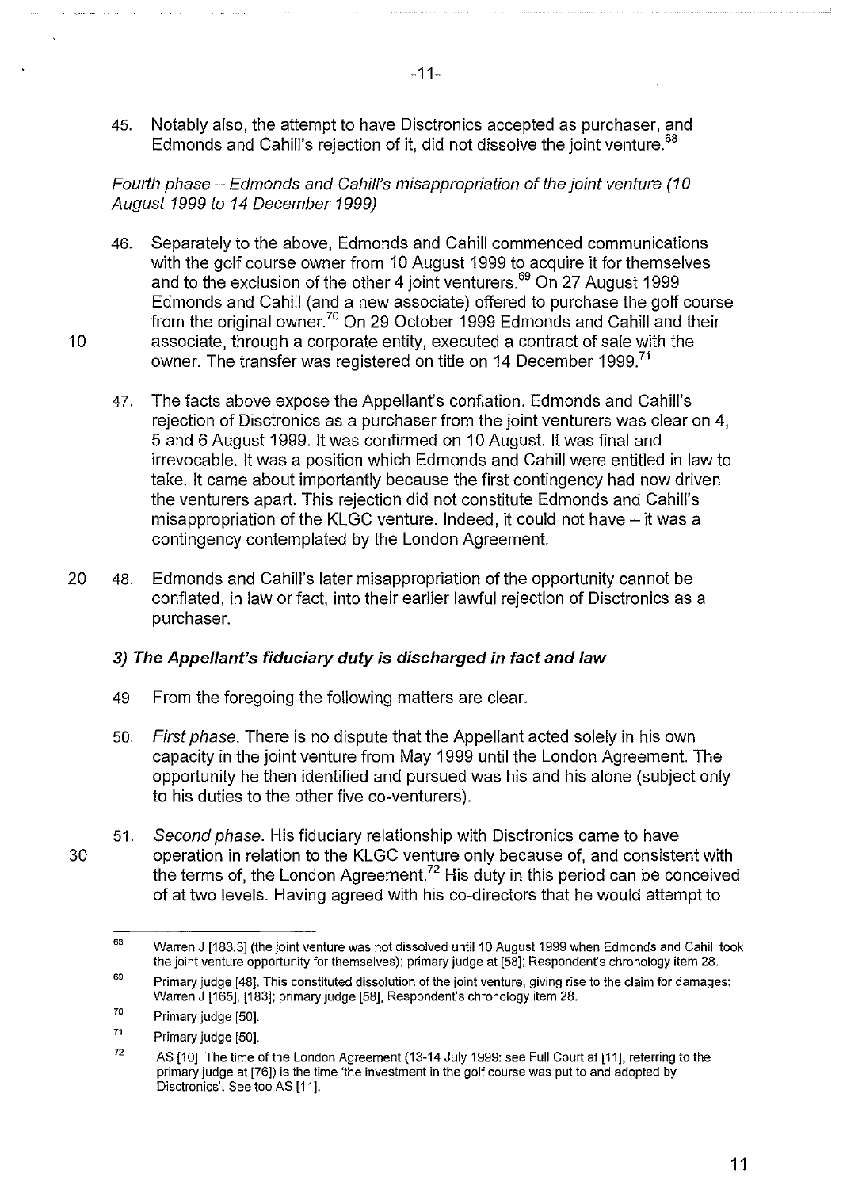45. Notably also, the attempt to have Disctronics accepted as purchaser, and Edmonds and Cahill's rejection of it, did not dissolve the joint venture.[68]

*Fourth phase – Edmonds and Cahill's misappropriation of the joint venture (10 August 1999 to 14 December 1999)*

46. Separately to the above, Edmonds and Cahill commenced communications with the golf course owner from 10 August 1999 to acquire it for themselves and to the exclusion of the other 4 joint venturers.[69] On 27 August 1999 Edmonds and Cahill (and a new associate) offered to purchase the golf course from the original owner.[70] On 29 October 1999 Edmonds and Cahill and their associate, through a corporate entity, executed a contract of sale with the owner. The transfer was registered on title on 14 December 1999.[71]

47. The facts above expose the Appellant's conflation. Edmonds and Cahill's rejection of Disctronics as a purchaser from the joint venturers was clear on 4, 5 and 6 August 1999. It was confirmed on 10 August. It was final and irrevocable. It was a position which Edmonds and Cahill were entitled in law to take. It came about importantly because the first contingency had now driven the venturers apart. This rejection did not constitute Edmonds and Cahill's misappropriation of the KLGC venture. Indeed, it could not have – it was a contingency contemplated by the London Agreement.

48. Edmonds and Cahill's later misappropriation of the opportunity cannot be conflated, in law or fact, into their earlier lawful rejection of Disctronics as a purchaser.

### *3) The Appellant's fiduciary duty is discharged in fact and law*

49. From the foregoing the following matters are clear.

50. *First phase.* There is no dispute that the Appellant acted solely in his own capacity in the joint venture from May 1999 until the London Agreement. The opportunity he then identified and pursued was his and his alone (subject only to his duties to the other five co-venturers).

51. *Second phase.* His fiduciary relationship with Disctronics came to have operation in relation to the KLGC venture only because of, and consistent with the terms of, the London Agreement.[72] His duty in this period can be conceived of at two levels. Having agreed with his co-directors that he would attempt to

---

[68] Warren J [183.3] (the joint venture was not dissolved until 10 August 1999 when Edmonds and Cahill took the joint venture opportunity for themselves); primary judge at [58]; Respondent's chronology item 28.

[69] Primary judge [48]. This constituted dissolution of the joint venture, giving rise to the claim for damages: Warren J [165], [183]; primary judge [58], Respondent's chronology item 28.

[70] Primary judge [50].

[71] Primary judge [50].

[72] AS [10]. The time of the London Agreement (13-14 July 1999: see Full Court at [11], referring to the primary judge at [76]) is the time 'the investment in the golf course was put to and adopted by Disctronics'. See too AS [11].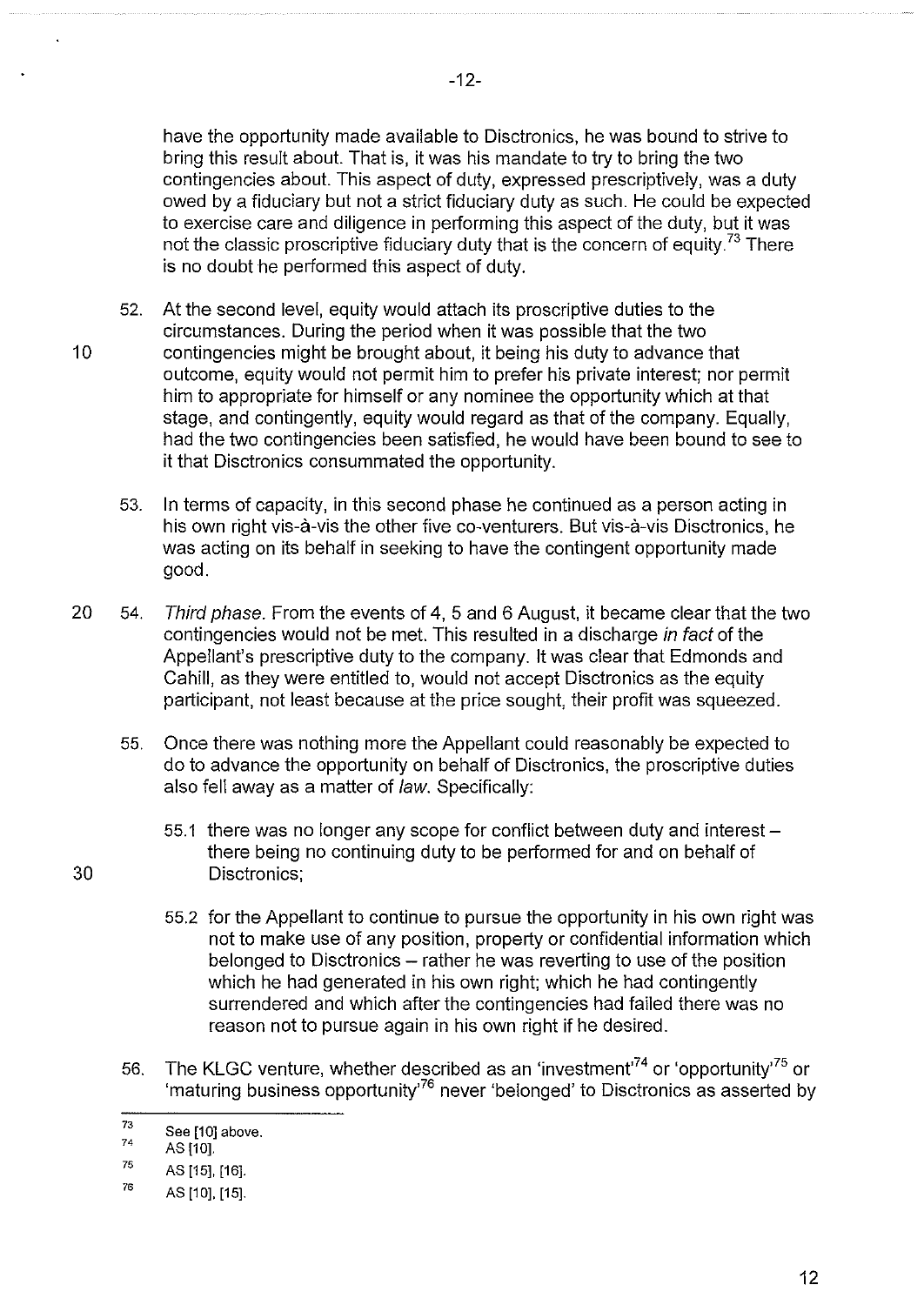have the opportunity made available to Disctronics, he was bound to strive to bring this result about. That is, it was his mandate to try to bring the two contingencies about. This aspect of duty, expressed prescriptively, was a duty owed by a fiduciary but not a strict fiduciary duty as such. He could be expected to exercise care and diligence in performing this aspect of the duty, but it was not the classic proscriptive fiduciary duty that is the concern of equity.[73] There is no doubt he performed this aspect of duty.

52. At the second level, equity would attach its proscriptive duties to the circumstances. During the period when it was possible that the two contingencies might be brought about, it being his duty to advance that outcome, equity would not permit him to prefer his private interest; nor permit him to appropriate for himself or any nominee the opportunity which at that stage, and contingently, equity would regard as that of the company. Equally, had the two contingencies been satisfied, he would have been bound to see to it that Disctronics consummated the opportunity.

53. In terms of capacity, in this second phase he continued as a person acting in his own right vis-à-vis the other five co-venturers. But vis-à-vis Disctronics, he was acting on its behalf in seeking to have the contingent opportunity made good.

54. *Third phase.* From the events of 4, 5 and 6 August, it became clear that the two contingencies would not be met. This resulted in a discharge *in fact* of the Appellant's prescriptive duty to the company. It was clear that Edmonds and Cahill, as they were entitled to, would not accept Disctronics as the equity participant, not least because at the price sought, their profit was squeezed.

55. Once there was nothing more the Appellant could reasonably be expected to do to advance the opportunity on behalf of Disctronics, the proscriptive duties also fell away as a matter of *law*. Specifically:

55.1 there was no longer any scope for conflict between duty and interest – there being no continuing duty to be performed for and on behalf of Disctronics;

55.2 for the Appellant to continue to pursue the opportunity in his own right was not to make use of any position, property or confidential information which belonged to Disctronics – rather he was reverting to use of the position which he had generated in his own right; which he had contingently surrendered and which after the contingencies had failed there was no reason not to pursue again in his own right if he desired.

56. The KLGC venture, whether described as an 'investment'[74] or 'opportunity'[75] or 'maturing business opportunity'[76] never 'belonged' to Disctronics as asserted by

---

[73] See [10] above.

[74] AS [10].

[75] AS [15], [16].

[76] AS [10], [15].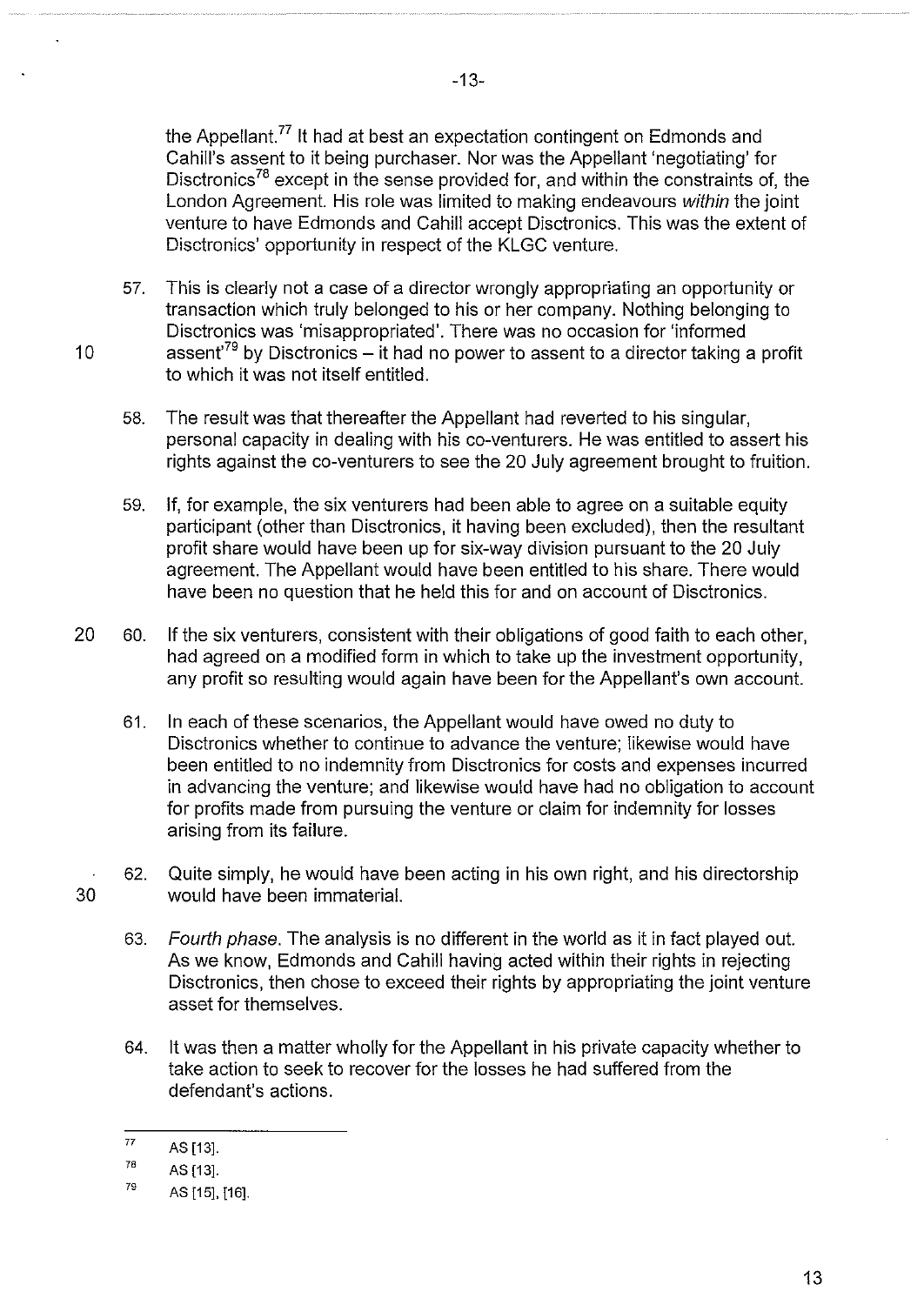the Appellant.[77] It had at best an expectation contingent on Edmonds and Cahill's assent to it being purchaser. Nor was the Appellant 'negotiating' for Disctronics[78] except in the sense provided for, and within the constraints of, the London Agreement. His role was limited to making endeavours *within* the joint venture to have Edmonds and Cahill accept Disctronics. This was the extent of Disctronics' opportunity in respect of the KLGC venture.

57. This is clearly not a case of a director wrongly appropriating an opportunity or transaction which truly belonged to his or her company. Nothing belonging to Disctronics was 'misappropriated'. There was no occasion for 'informed assent'[79] by Disctronics – it had no power to assent to a director taking a profit to which it was not itself entitled.

58. The result was that thereafter the Appellant had reverted to his singular, personal capacity in dealing with his co-venturers. He was entitled to assert his rights against the co-venturers to see the 20 July agreement brought to fruition.

59. If, for example, the six venturers had been able to agree on a suitable equity participant (other than Disctronics, it having been excluded), then the resultant profit share would have been up for six-way division pursuant to the 20 July agreement. The Appellant would have been entitled to his share. There would have been no question that he held this for and on account of Disctronics.

60. If the six venturers, consistent with their obligations of good faith to each other, had agreed on a modified form in which to take up the investment opportunity, any profit so resulting would again have been for the Appellant's own account.

61. In each of these scenarios, the Appellant would have owed no duty to Disctronics whether to continue to advance the venture; likewise would have been entitled to no indemnity from Disctronics for costs and expenses incurred in advancing the venture; and likewise would have had no obligation to account for profits made from pursuing the venture or claim for indemnity for losses arising from its failure.

62. Quite simply, he would have been acting in his own right, and his directorship would have been immaterial.

63. *Fourth phase.* The analysis is no different in the world as it in fact played out. As we know, Edmonds and Cahill having acted within their rights in rejecting Disctronics, then chose to exceed their rights by appropriating the joint venture asset for themselves.

64. It was then a matter wholly for the Appellant in his private capacity whether to take action to seek to recover for the losses he had suffered from the defendant's actions.

---

[77] AS [13].

[78] AS [13].

[79] AS [15], [16].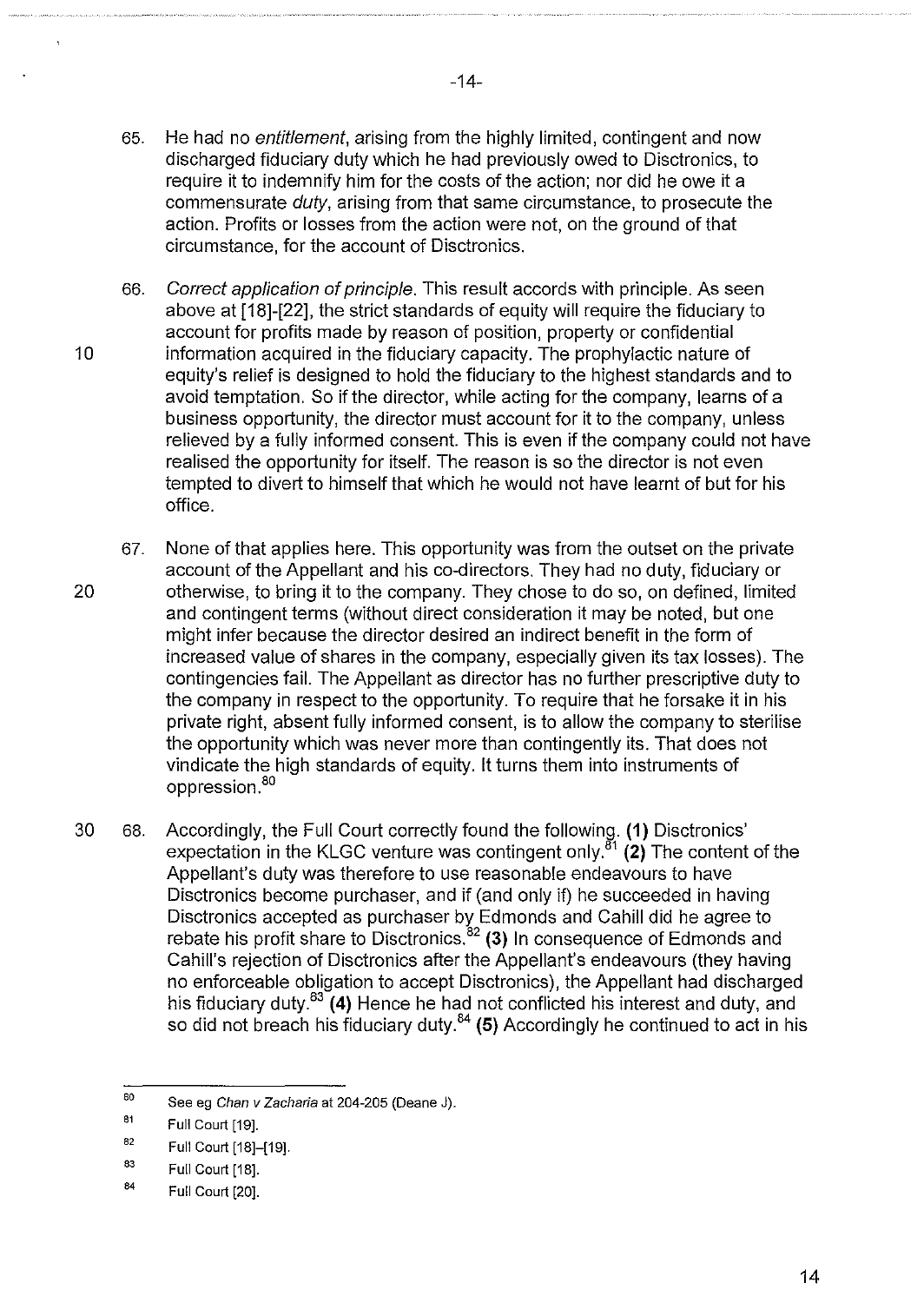65. He had no *entitlement*, arising from the highly limited, contingent and now discharged fiduciary duty which he had previously owed to Disctronics, to require it to indemnify him for the costs of the action; nor did he owe it a commensurate *duty*, arising from that same circumstance, to prosecute the action. Profits or losses from the action were not, on the ground of that circumstance, for the account of Disctronics.

66. *Correct application of principle*. This result accords with principle. As seen above at [18]-[22], the strict standards of equity will require the fiduciary to account for profits made by reason of position, property or confidential information acquired in the fiduciary capacity. The prophylactic nature of equity's relief is designed to hold the fiduciary to the highest standards and to avoid temptation. So if the director, while acting for the company, learns of a business opportunity, the director must account for it to the company, unless relieved by a fully informed consent. This is even if the company could not have realised the opportunity for itself. The reason is so the director is not even tempted to divert to himself that which he would not have learnt of but for his office.

67. None of that applies here. This opportunity was from the outset on the private account of the Appellant and his co-directors. They had no duty, fiduciary or otherwise, to bring it to the company. They chose to do so, on defined, limited and contingent terms (without direct consideration it may be noted, but one might infer because the director desired an indirect benefit in the form of increased value of shares in the company, especially given its tax losses). The contingencies fail. The Appellant as director has no further prescriptive duty to the company in respect to the opportunity. To require that he forsake it in his private right, absent fully informed consent, is to allow the company to sterilise the opportunity which was never more than contingently its. That does not vindicate the high standards of equity. It turns them into instruments of oppression.[80]

68. Accordingly, the Full Court correctly found the following. **(1)** Disctronics' expectation in the KLGC venture was contingent only.[81] **(2)** The content of the Appellant's duty was therefore to use reasonable endeavours to have Disctronics become purchaser, and if (and only if) he succeeded in having Disctronics accepted as purchaser by Edmonds and Cahill did he agree to rebate his profit share to Disctronics.[82] **(3)** In consequence of Edmonds and Cahill's rejection of Disctronics after the Appellant's endeavours (they having no enforceable obligation to accept Disctronics), the Appellant had discharged his fiduciary duty.[83] **(4)** Hence he had not conflicted his interest and duty, and so did not breach his fiduciary duty.[84] **(5)** Accordingly he continued to act in his

---

[80] See eg *Chan v Zacharia* at 204-205 (Deane J).

[81] Full Court [19].

[82] Full Court [18]-[19].

[83] Full Court [18].

[84] Full Court [20].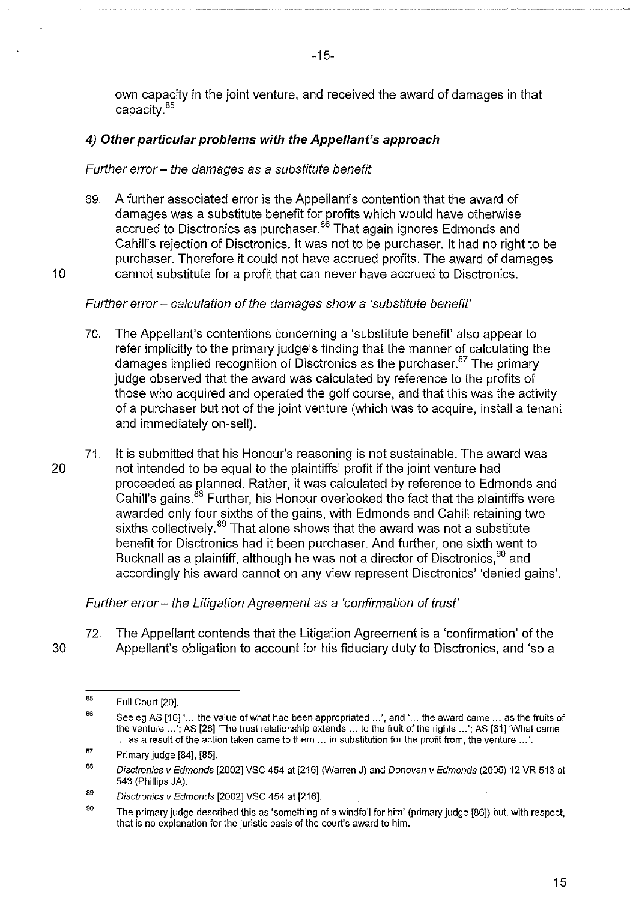own capacity in the joint venture, and received the award of damages in that capacity.[85]

### 4) Other particular problems with the Appellant's approach

*Further error – the damages as a substitute benefit*

69. A further associated error is the Appellant's contention that the award of damages was a substitute benefit for profits which would have otherwise accrued to Disctronics as purchaser.[86] That again ignores Edmonds and Cahill's rejection of Disctronics. It was not to be purchaser. It had no right to be purchaser. Therefore it could not have accrued profits. The award of damages cannot substitute for a profit that can never have accrued to Disctronics.

*Further error – calculation of the damages show a 'substitute benefit'*

70. The Appellant's contentions concerning a 'substitute benefit' also appear to refer implicitly to the primary judge's finding that the manner of calculating the damages implied recognition of Disctronics as the purchaser.[87] The primary judge observed that the award was calculated by reference to the profits of those who acquired and operated the golf course, and that this was the activity of a purchaser but not of the joint venture (which was to acquire, install a tenant and immediately on-sell).

71. It is submitted that his Honour's reasoning is not sustainable. The award was not intended to be equal to the plaintiffs' profit if the joint venture had proceeded as planned. Rather, it was calculated by reference to Edmonds and Cahill's gains.[88] Further, his Honour overlooked the fact that the plaintiffs were awarded only four sixths of the gains, with Edmonds and Cahill retaining two sixths collectively.[89] That alone shows that the award was not a substitute benefit for Disctronics had it been purchaser. And further, one sixth went to Bucknall as a plaintiff, although he was not a director of Disctronics,[90] and accordingly his award cannot on any view represent Disctronics' 'denied gains'.

*Further error – the Litigation Agreement as a 'confirmation of trust'*

72. The Appellant contends that the Litigation Agreement is a 'confirmation' of the Appellant's obligation to account for his fiduciary duty to Disctronics, and 'so a

---

[85] Full Court [20].

[86] See eg AS [16] '... the value of what had been appropriated ...', and '... the award came ... as the fruits of the venture ...'; AS [26] 'The trust relationship extends ... to the fruit of the rights ...'; AS [31] 'What came ... as a result of the action taken came to them ... in substitution for the profit from, the venture ...'.

[87] Primary judge [84], [85].

[88] *Disctronics v Edmonds* [2002] VSC 454 at [216] (Warren J) and *Donovan v Edmonds* (2005) 12 VR 513 at 543 (Phillips JA).

[89] *Disctronics v Edmonds* [2002] VSC 454 at [216].

[90] The primary judge described this as 'something of a windfall for him' (primary judge [86]) but, with respect, that is no explanation for the juristic basis of the court's award to him.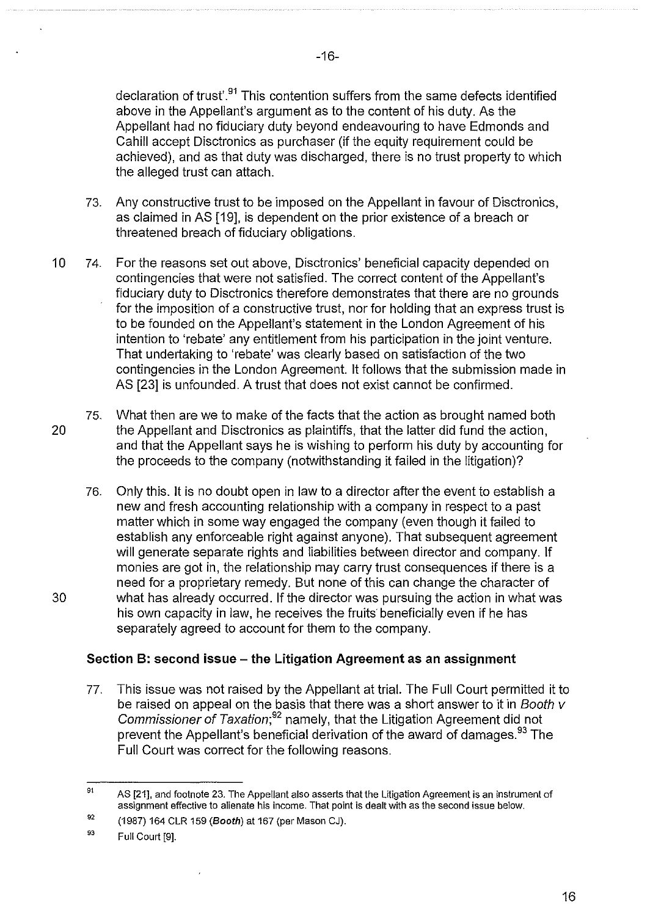declaration of trust'.[91] This contention suffers from the same defects identified above in the Appellant's argument as to the content of his duty. As the Appellant had no fiduciary duty beyond endeavouring to have Edmonds and Cahill accept Disctronics as purchaser (if the equity requirement could be achieved), and as that duty was discharged, there is no trust property to which the alleged trust can attach.

73. Any constructive trust to be imposed on the Appellant in favour of Disctronics, as claimed in AS [19], is dependent on the prior existence of a breach or threatened breach of fiduciary obligations.

74. For the reasons set out above, Disctronics' beneficial capacity depended on contingencies that were not satisfied. The correct content of the Appellant's fiduciary duty to Disctronics therefore demonstrates that there are no grounds for the imposition of a constructive trust, nor for holding that an express trust is to be founded on the Appellant's statement in the London Agreement of his intention to 'rebate' any entitlement from his participation in the joint venture. That undertaking to 'rebate' was clearly based on satisfaction of the two contingencies in the London Agreement. It follows that the submission made in AS [23] is unfounded. A trust that does not exist cannot be confirmed.

75. What then are we to make of the facts that the action as brought named both the Appellant and Disctronics as plaintiffs, that the latter did fund the action, and that the Appellant says he is wishing to perform his duty by accounting for the proceeds to the company (notwithstanding it failed in the litigation)?

76. Only this. It is no doubt open in law to a director after the event to establish a new and fresh accounting relationship with a company in respect to a past matter which in some way engaged the company (even though it failed to establish any enforceable right against anyone). That subsequent agreement will generate separate rights and liabilities between director and company. If monies are got in, the relationship may carry trust consequences if there is a need for a proprietary remedy. But none of this can change the character of what has already occurred. If the director was pursuing the action in what was his own capacity in law, he receives the fruits beneficially even if he has separately agreed to account for them to the company.

### Section B: second issue – the Litigation Agreement as an assignment

77. This issue was not raised by the Appellant at trial. The Full Court permitted it to be raised on appeal on the basis that there was a short answer to it in *Booth v Commissioner of Taxation*;[92] namely, that the Litigation Agreement did not prevent the Appellant's beneficial derivation of the award of damages.[93] The Full Court was correct for the following reasons.

---

[91] AS [21], and footnote 23. The Appellant also asserts that the Litigation Agreement is an instrument of assignment effective to alienate his income. That point is dealt with as the second issue below.

[92] (1987) 164 CLR 159 (***Booth***) at 167 (per Mason CJ).

[93] Full Court [9].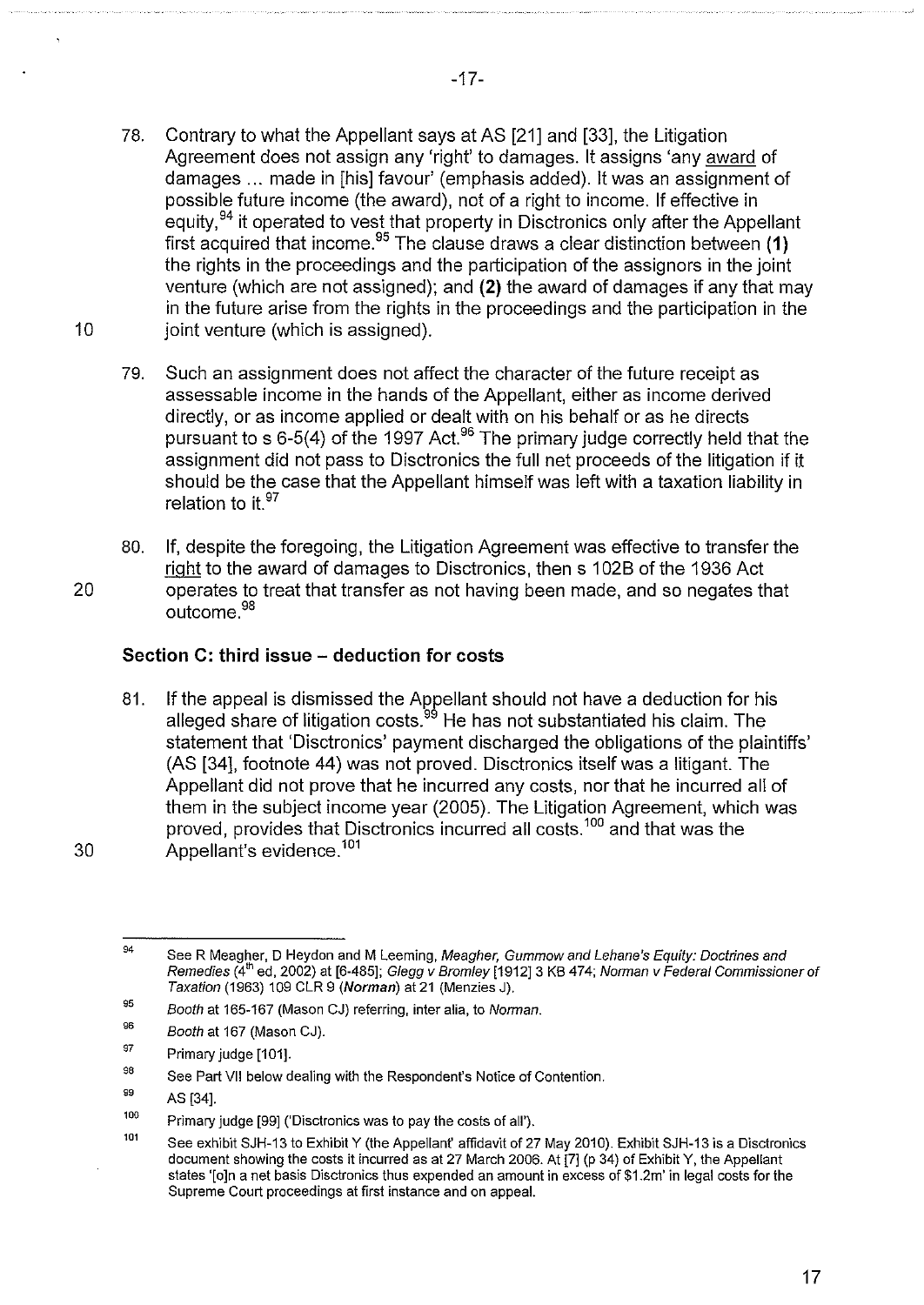78. Contrary to what the Appellant says at AS [21] and [33], the Litigation Agreement does not assign any 'right' to damages. It assigns 'any award of damages ... made in [his] favour' (emphasis added). It was an assignment of possible future income (the award), not of a right to income. If effective in equity,[94] it operated to vest that property in Disctronics only after the Appellant first acquired that income.[95] The clause draws a clear distinction between **(1)** the rights in the proceedings and the participation of the assignors in the joint venture (which are not assigned); and **(2)** the award of damages if any that may in the future arise from the rights in the proceedings and the participation in the joint venture (which is assigned).

79. Such an assignment does not affect the character of the future receipt as assessable income in the hands of the Appellant, either as income derived directly, or as income applied or dealt with on his behalf or as he directs pursuant to s 6-5(4) of the 1997 Act.[96] The primary judge correctly held that the assignment did not pass to Disctronics the full net proceeds of the litigation if it should be the case that the Appellant himself was left with a taxation liability in relation to it.[97]

80. If, despite the foregoing, the Litigation Agreement was effective to transfer the right to the award of damages to Disctronics, then s 102B of the 1936 Act operates to treat that transfer as not having been made, and so negates that outcome.[98]

### Section C: third issue – deduction for costs

81. If the appeal is dismissed the Appellant should not have a deduction for his alleged share of litigation costs.[99] He has not substantiated his claim. The statement that 'Disctronics' payment discharged the obligations of the plaintiffs' (AS [34], footnote 44) was not proved. Disctronics itself was a litigant. The Appellant did not prove that he incurred any costs, nor that he incurred all of them in the subject income year (2005). The Litigation Agreement, which was proved, provides that Disctronics incurred all costs.[100] and that was the Appellant's evidence.[101]

---

[94] See R Meagher, D Heydon and M Leeming, *Meagher, Gummow and Lehane's Equity: Doctrines and Remedies* (4th ed, 2002) at [6-485]; *Glegg v Bromley* [1912] 3 KB 474; *Norman v Federal Commissioner of Taxation* (1963) 109 CLR 9 (*Norman*) at 21 (Menzies J).

[95] *Booth* at 165-167 (Mason CJ) referring, inter alia, to *Norman*.

[96] *Booth* at 167 (Mason CJ).

[97] Primary judge [101].

[98] See Part VII below dealing with the Respondent's Notice of Contention.

[99] AS [34].

[100] Primary judge [99] ('Disctronics was to pay the costs of all').

[101] See exhibit SJH-13 to Exhibit Y (the Appellant' affidavit of 27 May 2010). Exhibit SJH-13 is a Disctronics document showing the costs it incurred as at 27 March 2006. At [7] (p 34) of Exhibit Y, the Appellant states '[o]n a net basis Disctronics thus expended an amount in excess of $1.2m' in legal costs for the Supreme Court proceedings at first instance and on appeal.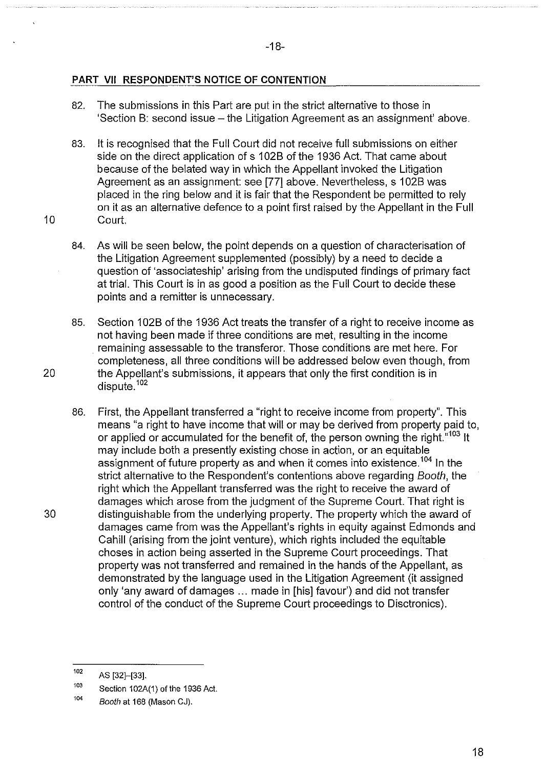## PART VII RESPONDENT'S NOTICE OF CONTENTION

82. The submissions in this Part are put in the strict alternative to those in 'Section B: second issue – the Litigation Agreement as an assignment' above.

83. It is recognised that the Full Court did not receive full submissions on either side on the direct application of s 102B of the 1936 Act. That came about because of the belated way in which the Appellant invoked the Litigation Agreement as an assignment: see [77] above. Nevertheless, s 102B was placed in the ring below and it is fair that the Respondent be permitted to rely on it as an alternative defence to a point first raised by the Appellant in the Full Court.

84. As will be seen below, the point depends on a question of characterisation of the Litigation Agreement supplemented (possibly) by a need to decide a question of 'associateship' arising from the undisputed findings of primary fact at trial. This Court is in as good a position as the Full Court to decide these points and a remitter is unnecessary.

85. Section 102B of the 1936 Act treats the transfer of a right to receive income as not having been made if three conditions are met, resulting in the income remaining assessable to the transferor. Those conditions are met here. For completeness, all three conditions will be addressed below even though, from the Appellant's submissions, it appears that only the first condition is in dispute.[102]

86. First, the Appellant transferred a "right to receive income from property". This means "a right to have income that will or may be derived from property paid to, or applied or accumulated for the benefit of, the person owning the right."[103] It may include both a presently existing chose in action, or an equitable assignment of future property as and when it comes into existence.[104] In the strict alternative to the Respondent's contentions above regarding *Booth*, the right which the Appellant transferred was the right to receive the award of damages which arose from the judgment of the Supreme Court. That right is distinguishable from the underlying property. The property which the award of damages came from was the Appellant's rights in equity against Edmonds and Cahill (arising from the joint venture), which rights included the equitable choses in action being asserted in the Supreme Court proceedings. That property was not transferred and remained in the hands of the Appellant, as demonstrated by the language used in the Litigation Agreement (it assigned only 'any award of damages ... made in [his] favour') and did not transfer control of the conduct of the Supreme Court proceedings to Disctronics).

---

[102] AS [32]–[33].

[103] Section 102A(1) of the 1936 Act.

[104] *Booth* at 168 (Mason CJ).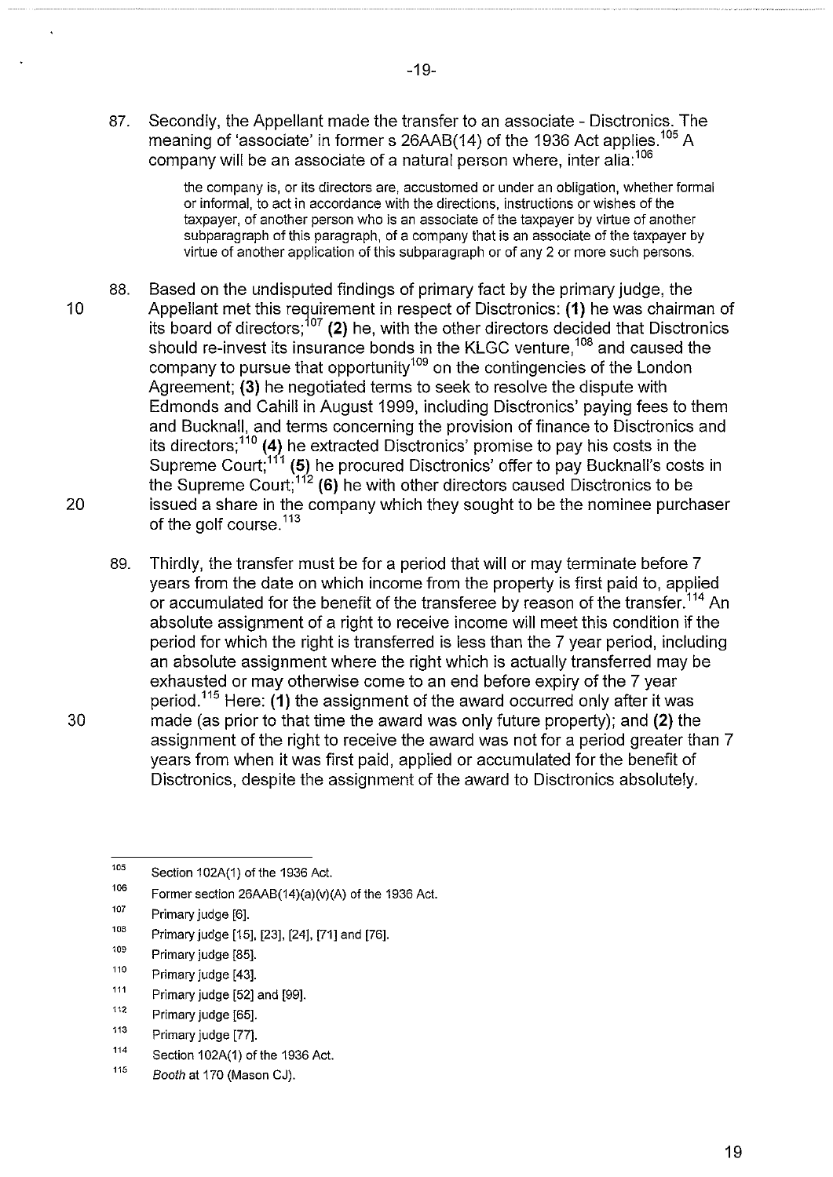87. Secondly, the Appellant made the transfer to an associate - Disctronics. The meaning of 'associate' in former s 26AAB(14) of the 1936 Act applies.[105] A company will be an associate of a natural person where, inter alia:[106]

> the company is, or its directors are, accustomed or under an obligation, whether formal or informal, to act in accordance with the directions, instructions or wishes of the taxpayer, of another person who is an associate of the taxpayer by virtue of another subparagraph of this paragraph, of a company that is an associate of the taxpayer by virtue of another application of this subparagraph or of any 2 or more such persons.

88. Based on the undisputed findings of primary fact by the primary judge, the Appellant met this requirement in respect of Disctronics: **(1)** he was chairman of its board of directors;[107] **(2)** he, with the other directors decided that Disctronics should re-invest its insurance bonds in the KLGC venture,[108] and caused the company to pursue that opportunity[109] on the contingencies of the London Agreement; **(3)** he negotiated terms to seek to resolve the dispute with Edmonds and Cahill in August 1999, including Disctronics' paying fees to them and Bucknall, and terms concerning the provision of finance to Disctronics and its directors;[110] **(4)** he extracted Disctronics' promise to pay his costs in the Supreme Court;[111] **(5)** he procured Disctronics' offer to pay Bucknall's costs in the Supreme Court;[112] **(6)** he with other directors caused Disctronics to be issued a share in the company which they sought to be the nominee purchaser of the golf course.[113]

89. Thirdly, the transfer must be for a period that will or may terminate before 7 years from the date on which income from the property is first paid to, applied or accumulated for the benefit of the transferee by reason of the transfer.[114] An absolute assignment of a right to receive income will meet this condition if the period for which the right is transferred is less than the 7 year period, including an absolute assignment where the right which is actually transferred may be exhausted or may otherwise come to an end before expiry of the 7 year period.[115] Here: **(1)** the assignment of the award occurred only after it was made (as prior to that time the award was only future property); and **(2)** the assignment of the right to receive the award was not for a period greater than 7 years from when it was first paid, applied or accumulated for the benefit of Disctronics, despite the assignment of the award to Disctronics absolutely.

---

[105] Section 102A(1) of the 1936 Act.

[106] Former section 26AAB(14)(a)(v)(A) of the 1936 Act.

[107] Primary judge [6].

[108] Primary judge [15], [23], [24], [71] and [76].

[109] Primary judge [85].

[110] Primary judge [43].

[111] Primary judge [52] and [99].

[112] Primary judge [65].

[113] Primary judge [77].

[114] Section 102A(1) of the 1936 Act.

[115] *Booth* at 170 (Mason CJ).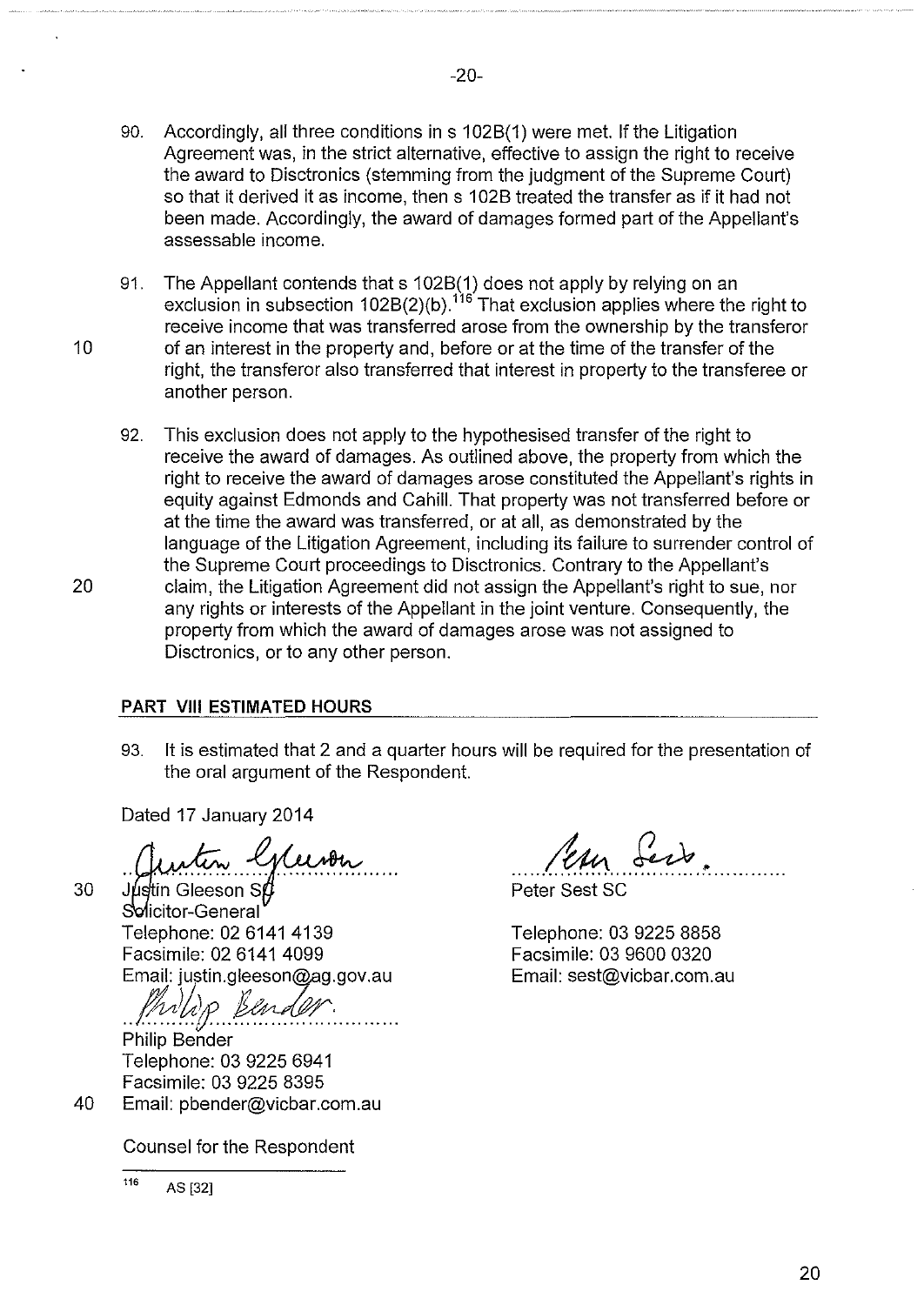90. Accordingly, all three conditions in s 102B(1) were met. If the Litigation Agreement was, in the strict alternative, effective to assign the right to receive the award to Disctronics (stemming from the judgment of the Supreme Court) so that it derived it as income, then s 102B treated the transfer as if it had not been made. Accordingly, the award of damages formed part of the Appellant's assessable income.

91. The Appellant contends that s 102B(1) does not apply by relying on an exclusion in subsection 102B(2)(b).[116] That exclusion applies where the right to receive income that was transferred arose from the ownership by the transferor of an interest in the property and, before or at the time of the transfer of the right, the transferor also transferred that interest in property to the transferee or another person.

92. This exclusion does not apply to the hypothesised transfer of the right to receive the award of damages. As outlined above, the property from which the right to receive the award of damages arose constituted the Appellant's rights in equity against Edmonds and Cahill. That property was not transferred before or at the time the award was transferred, or at all, as demonstrated by the language of the Litigation Agreement, including its failure to surrender control of the Supreme Court proceedings to Disctronics. Contrary to the Appellant's claim, the Litigation Agreement did not assign the Appellant's right to sue, nor any rights or interests of the Appellant in the joint venture. Consequently, the property from which the award of damages arose was not assigned to Disctronics, or to any other person.

## PART VIII ESTIMATED HOURS

93. It is estimated that 2 and a quarter hours will be required for the presentation of the oral argument of the Respondent.

Dated 17 January 2014

Justin Gleeson SC
Solicitor-General
Telephone: 02 6141 4139
Facsimile: 02 6141 4099
Email: justin.gleeson@ag.gov.au

Peter Sest SC
Telephone: 03 9225 8858
Facsimile: 03 9600 0320
Email: sest@vicbar.com.au

Philip Bender
Telephone: 03 9225 6941
Facsimile: 03 9225 8395
Email: pbender@vicbar.com.au

Counsel for the Respondent

---

[116] AS [32]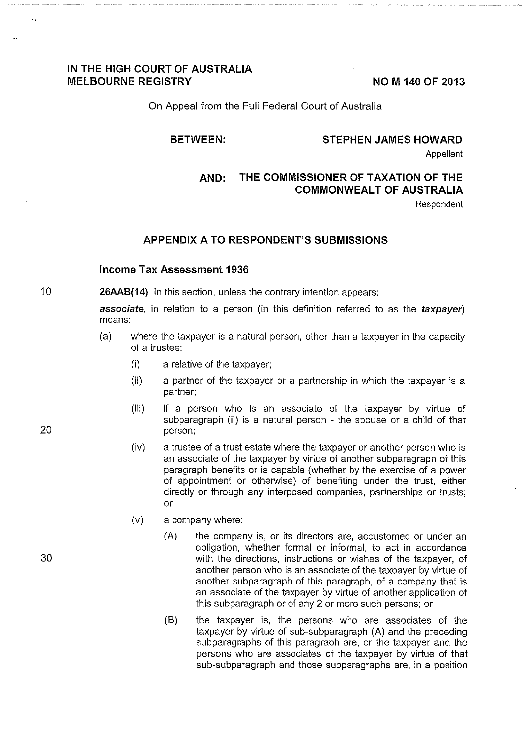**IN THE HIGH COURT OF AUSTRALIA**
**MELBOURNE REGISTRY**

**NO M 140 OF 2013**

On Appeal from the Full Federal Court of Australia

**BETWEEN:** **STEPHEN JAMES HOWARD**
Appellant

**AND:** **THE COMMISSIONER OF TAXATION OF THE COMMONWEALTH OF AUSTRALIA**
Respondent

## APPENDIX A TO RESPONDENT'S SUBMISSIONS

### Income Tax Assessment 1936

**26AAB(14)** In this section, unless the contrary intention appears:

***associate***, in relation to a person (in this definition referred to as the ***taxpayer***) means:

(a) where the taxpayer is a natural person, other than a taxpayer in the capacity of a trustee:

(i) a relative of the taxpayer;

(ii) a partner of the taxpayer or a partnership in which the taxpayer is a partner;

(iii) if a person who is an associate of the taxpayer by virtue of subparagraph (ii) is a natural person - the spouse or a child of that person;

(iv) a trustee of a trust estate where the taxpayer or another person who is an associate of the taxpayer by virtue of another subparagraph of this paragraph benefits or is capable (whether by the exercise of a power of appointment or otherwise) of benefiting under the trust, either directly or through any interposed companies, partnerships or trusts; or

(v) a company where:

(A) the company is, or its directors are, accustomed or under an obligation, whether formal or informal, to act in accordance with the directions, instructions or wishes of the taxpayer, of another person who is an associate of the taxpayer by virtue of another subparagraph of this paragraph, of a company that is an associate of the taxpayer by virtue of another application of this subparagraph or of any 2 or more such persons; or

(B) the taxpayer is, the persons who are associates of the taxpayer by virtue of sub-subparagraph (A) and the preceding subparagraphs of this paragraph are, or the taxpayer and the persons who are associates of the taxpayer by virtue of that sub-subparagraph and those subparagraphs are, in a position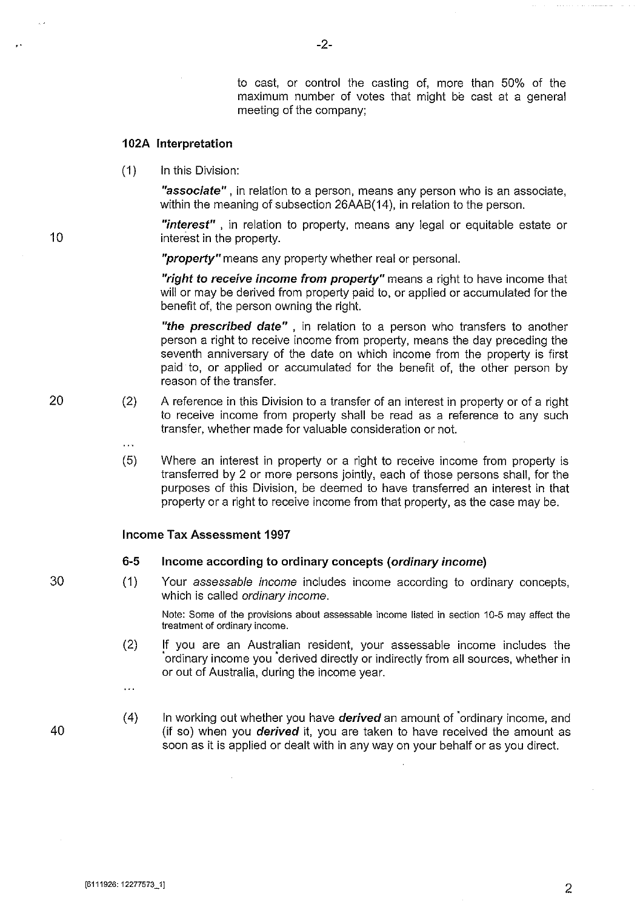to cast, or control the casting of, more than 50% of the maximum number of votes that might be cast at a general meeting of the company;

**102A Interpretation**

(1) In this Division:

***"associate"*** , in relation to a person, means any person who is an associate, within the meaning of subsection 26AAB(14), in relation to the person.

***"interest"*** , in relation to property, means any legal or equitable estate or interest in the property.

***"property"*** means any property whether real or personal.

***"right to receive income from property"*** means a right to have income that will or may be derived from property paid to, or applied or accumulated for the benefit of, the person owning the right.

***"the prescribed date"*** , in relation to a person who transfers to another person a right to receive income from property, means the day preceding the seventh anniversary of the date on which income from the property is first paid to, or applied or accumulated for the benefit of, the other person by reason of the transfer.

(2) A reference in this Division to a transfer of an interest in property or of a right to receive income from property shall be read as a reference to any such transfer, whether made for valuable consideration or not.

...

(5) Where an interest in property or a right to receive income from property is transferred by 2 or more persons jointly, each of those persons shall, for the purposes of this Division, be deemed to have transferred an interest in that property or a right to receive income from that property, as the case may be.

**Income Tax Assessment 1997**

**6-5 Income according to ordinary concepts (*ordinary income*)**

(1) Your *assessable income* includes income according to ordinary concepts, which is called *ordinary income*.

Note: Some of the provisions about assessable income listed in section 10-5 may affect the treatment of ordinary income.

(2) If you are an Australian resident, your assessable income includes the *ordinary income you *derived directly or indirectly from all sources, whether in or out of Australia, during the income year.

...

(4) In working out whether you have ***derived*** an amount of *ordinary income, and (if so) when you ***derived*** it, you are taken to have received the amount as soon as it is applied or dealt with in any way on your behalf or as you direct.